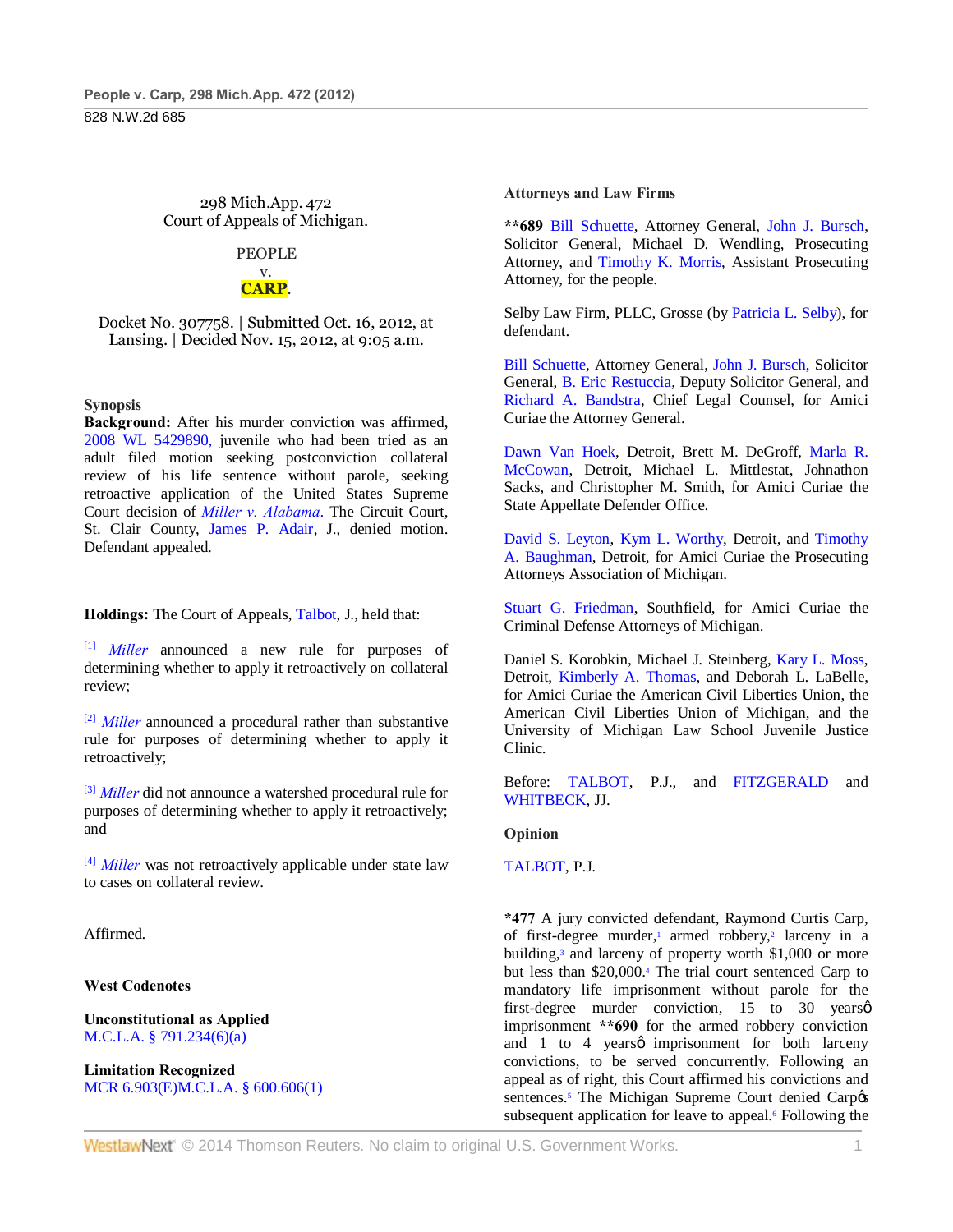298 Mich.App. 472
Court of Appeals of Michigan.

PEOPLE
v.
**CARP**.

Docket No. 307758. | Submitted Oct. 16, 2012, at Lansing. | Decided Nov. 15, 2012, at 9:05 a.m.

**Synopsis**

**Background:** After his murder conviction was affirmed, 2008 WL 5429890, juvenile who had been tried as an adult filed motion seeking postconviction collateral review of his life sentence without parole, seeking retroactive application of the United States Supreme Court decision of *Miller v. Alabama*. The Circuit Court, St. Clair County, James P. Adair, J., denied motion. Defendant appealed.

**Holdings:** The Court of Appeals, Talbot, J., held that:

[1] *Miller* announced a new rule for purposes of determining whether to apply it retroactively on collateral review;

[2] *Miller* announced a procedural rather than substantive rule for purposes of determining whether to apply it retroactively;

[3] *Miller* did not announce a watershed procedural rule for purposes of determining whether to apply it retroactively; and

[4] *Miller* was not retroactively applicable under state law to cases on collateral review.

Affirmed.

**West Codenotes**

**Unconstitutional as Applied**
M.C.L.A. § 791.234(6)(a)

**Limitation Recognized**
MCR 6.903(E)M.C.L.A. § 600.606(1)

**Attorneys and Law Firms**

**\*\*689** Bill Schuette, Attorney General, John J. Bursch, Solicitor General, Michael D. Wendling, Prosecuting Attorney, and Timothy K. Morris, Assistant Prosecuting Attorney, for the people.

Selby Law Firm, PLLC, Grosse (by Patricia L. Selby), for defendant.

Bill Schuette, Attorney General, John J. Bursch, Solicitor General, B. Eric Restuccia, Deputy Solicitor General, and Richard A. Bandstra, Chief Legal Counsel, for Amici Curiae the Attorney General.

Dawn Van Hoek, Detroit, Brett M. DeGroff, Marla R. McCowan, Detroit, Michael L. Mittlestat, Johnathon Sacks, and Christopher M. Smith, for Amici Curiae the State Appellate Defender Office.

David S. Leyton, Kym L. Worthy, Detroit, and Timothy A. Baughman, Detroit, for Amici Curiae the Prosecuting Attorneys Association of Michigan.

Stuart G. Friedman, Southfield, for Amici Curiae the Criminal Defense Attorneys of Michigan.

Daniel S. Korobkin, Michael J. Steinberg, Kary L. Moss, Detroit, Kimberly A. Thomas, and Deborah L. LaBelle, for Amici Curiae the American Civil Liberties Union, the American Civil Liberties Union of Michigan, and the University of Michigan Law School Juvenile Justice Clinic.

Before: TALBOT, P.J., and FITZGERALD and WHITBECK, JJ.

**Opinion**

TALBOT, P.J.

**\*477** A jury convicted defendant, Raymond Curtis Carp, of first-degree murder,[1] armed robbery,[2] larceny in a building,[3] and larceny of property worth $1,000 or more but less than $20,000.[4] The trial court sentenced Carp to mandatory life imprisonment without parole for the first-degree murder conviction, 15 to 30 years' imprisonment **\*\*690** for the armed robbery conviction and 1 to 4 years' imprisonment for both larceny convictions, to be served concurrently. Following an appeal as of right, this Court affirmed his convictions and sentences.[5] The Michigan Supreme Court denied Carp's subsequent application for leave to appeal.[6] Following the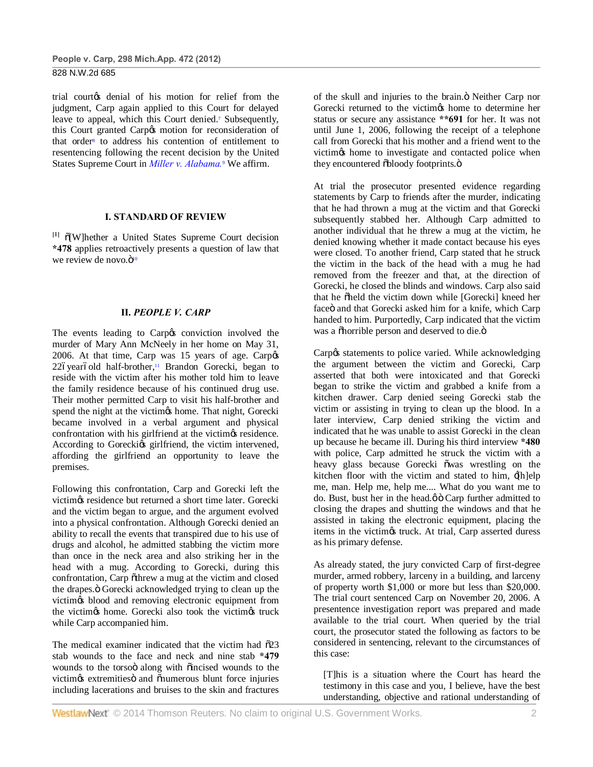trial court's denial of his motion for relief from the judgment, Carp again applied to this Court for delayed leave to appeal, which this Court denied.[7] Subsequently, this Court granted Carp's motion for reconsideration of that order[8] to address his contention of entitlement to resentencing following the recent decision by the United States Supreme Court in *Miller v. Alabama.*[9] We affirm.

## I. STANDARD OF REVIEW

[1] "[W]hether a United States Supreme Court decision **\*478** applies retroactively presents a question of law that we review de novo."[10]

## II. *PEOPLE V. CARP*

The events leading to Carp's conviction involved the murder of Mary Ann McNeely in her home on May 31, 2006. At that time, Carp was 15 years of age. Carp's 22–year–old half-brother,[11] Brandon Gorecki, began to reside with the victim after his mother told him to leave the family residence because of his continued drug use. Their mother permitted Carp to visit his half-brother and spend the night at the victim's home. That night, Gorecki became involved in a verbal argument and physical confrontation with his girlfriend at the victim's residence. According to Gorecki's girlfriend, the victim intervened, affording the girlfriend an opportunity to leave the premises.

Following this confrontation, Carp and Gorecki left the victim's residence but returned a short time later. Gorecki and the victim began to argue, and the argument evolved into a physical confrontation. Although Gorecki denied an ability to recall the events that transpired due to his use of drugs and alcohol, he admitted stabbing the victim more than once in the neck area and also striking her in the head with a mug. According to Gorecki, during this confrontation, Carp "threw a mug at the victim and closed the drapes." Gorecki acknowledged trying to clean up the victim's blood and removing electronic equipment from the victim's home. Gorecki also took the victim's truck while Carp accompanied him.

The medical examiner indicated that the victim had "23 stab wounds to the face and neck and nine stab **\*479** wounds to the torso" along with "incised wounds to the victim's extremities" and "numerous blunt force injuries including lacerations and bruises to the skin and fractures of the skull and injuries to the brain." Neither Carp nor Gorecki returned to the victim's home to determine her status or secure any assistance **\*\*691** for her. It was not until June 1, 2006, following the receipt of a telephone call from Gorecki that his mother and a friend went to the victim's home to investigate and contacted police when they encountered "bloody footprints."

At trial the prosecutor presented evidence regarding statements by Carp to friends after the murder, indicating that he had thrown a mug at the victim and that Gorecki subsequently stabbed her. Although Carp admitted to another individual that he threw a mug at the victim, he denied knowing whether it made contact because his eyes were closed. To another friend, Carp stated that he struck the victim in the back of the head with a mug he had removed from the freezer and that, at the direction of Gorecki, he closed the blinds and windows. Carp also said that he "held the victim down while [Gorecki] kneed her face" and that Gorecki asked him for a knife, which Carp handed to him. Purportedly, Carp indicated that the victim was a "horrible person and deserved to die."

Carp's statements to police varied. While acknowledging the argument between the victim and Gorecki, Carp asserted that both were intoxicated and that Gorecki began to strike the victim and grabbed a knife from a kitchen drawer. Carp denied seeing Gorecki stab the victim or assisting in trying to clean up the blood. In a later interview, Carp denied striking the victim and indicated that he was unable to assist Gorecki in the clean up because he became ill. During his third interview **\*480** with police, Carp admitted he struck the victim with a heavy glass because Gorecki "was wrestling on the kitchen floor with the victim and stated to him, '[h]elp me, man. Help me, help me.... What do you want me to do. Bust, bust her in the head.' " Carp further admitted to closing the drapes and shutting the windows and that he assisted in taking the electronic equipment, placing the items in the victim's truck. At trial, Carp asserted duress as his primary defense.

As already stated, the jury convicted Carp of first-degree murder, armed robbery, larceny in a building, and larceny of property worth $1,000 or more but less than $20,000. The trial court sentenced Carp on November 20, 2006. A presentence investigation report was prepared and made available to the trial court. When queried by the trial court, the prosecutor stated the following as factors to be considered in sentencing, relevant to the circumstances of this case:

> [T]his is a situation where the Court has heard the testimony in this case and you, I believe, have the best understanding, objective and rational understanding of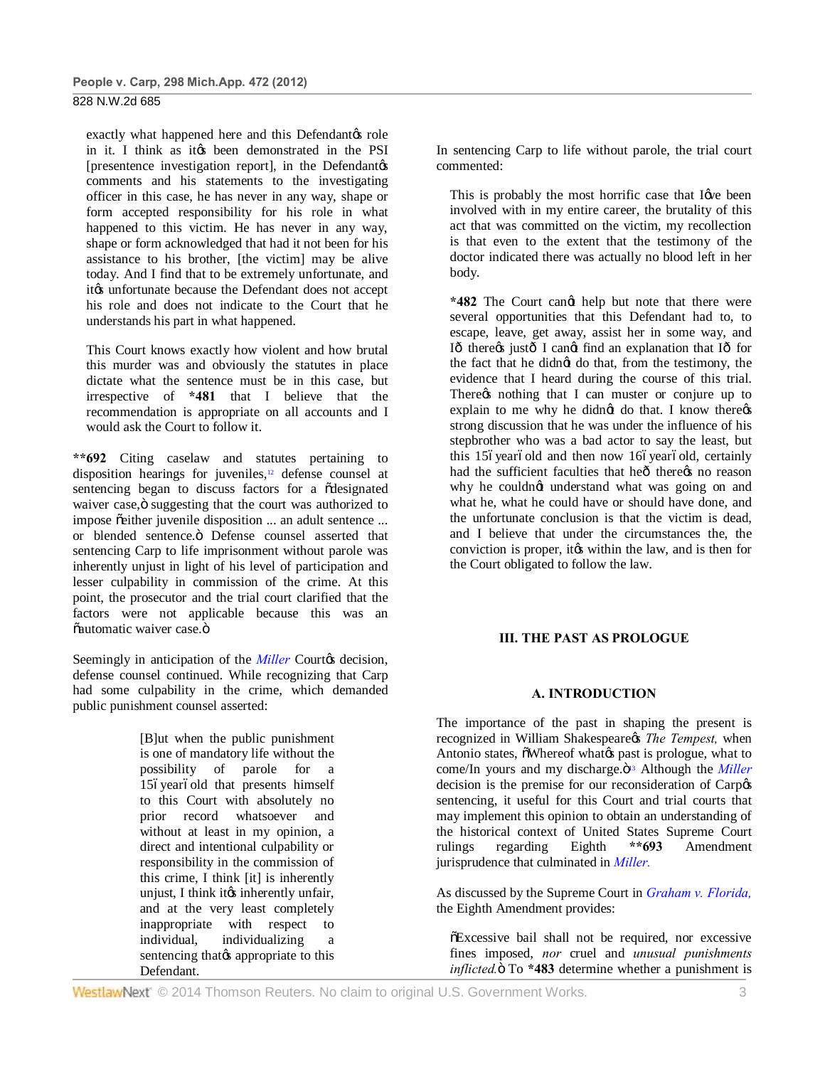exactly what happened here and this Defendant's role in it. I think as it's been demonstrated in the PSI [presentence investigation report], in the Defendant's comments and his statements to the investigating officer in this case, he has never in any way, shape or form accepted responsibility for his role in what happened to this victim. He has never in any way, shape or form acknowledged that had it not been for his assistance to his brother, [the victim] may be alive today. And I find that to be extremely unfortunate, and it's unfortunate because the Defendant does not accept his role and does not indicate to the Court that he understands his part in what happened.

This Court knows exactly how violent and how brutal this murder was and obviously the statutes in place dictate what the sentence must be in this case, but irrespective of **\*481** that I believe that the recommendation is appropriate on all accounts and I would ask the Court to follow it.

**\*\*692** Citing caselaw and statutes pertaining to disposition hearings for juveniles,[12] defense counsel at sentencing began to discuss factors for a "designated waiver case," suggesting that the court was authorized to impose "either juvenile disposition ... an adult sentence ... or blended sentence." Defense counsel asserted that sentencing Carp to life imprisonment without parole was inherently unjust in light of his level of participation and lesser culpability in commission of the crime. At this point, the prosecutor and the trial court clarified that the factors were not applicable because this was an "automatic waiver case."

Seemingly in anticipation of the *Miller* Court's decision, defense counsel continued. While recognizing that Carp had some culpability in the crime, which demanded public punishment counsel asserted:

> [B]ut when the public punishment is one of mandatory life without the possibility of parole for a 15–year–old that presents himself to this Court with absolutely no prior record whatsoever and without at least in my opinion, a direct and intentional culpability or responsibility in the commission of this crime, I think [it] is inherently unjust, I think it's inherently unfair, and at the very least completely inappropriate with respect to individual, individualizing a sentencing that's appropriate to this Defendant.

In sentencing Carp to life without parole, the trial court commented:

> This is probably the most horrific case that I've been involved with in my entire career, the brutality of this act that was committed on the victim, my recollection is that even to the extent that the testimony of the doctor indicated there was actually no blood left in her body.
>
> **\*482** The Court can't help but note that there were several opportunities that this Defendant had to, to escape, leave, get away, assist her in some way, and I— there's just— I can't find an explanation that I— for the fact that he didn't do that, from the testimony, the evidence that I heard during the course of this trial. There's nothing that I can muster or conjure up to explain to me why he didn't do that. I know there's strong discussion that he was under the influence of his stepbrother who was a bad actor to say the least, but this 15–year–old and then now 16–year–old, certainly had the sufficient faculties that he— there's no reason why he couldn't understand what was going on and what he, what he could have or should have done, and the unfortunate conclusion is that the victim is dead, and I believe that under the circumstances the, the conviction is proper, it's within the law, and is then for the Court obligated to follow the law.

## III. THE PAST AS PROLOGUE

### A. INTRODUCTION

The importance of the past in shaping the present is recognized in William Shakespeare's *The Tempest,* when Antonio states, "Whereof what's past is prologue, what to come/In yours and my discharge."[13] Although the *Miller* decision is the premise for our reconsideration of Carp's sentencing, it is useful for this Court and trial courts that may implement this opinion to obtain an understanding of the historical context of United States Supreme Court rulings regarding Eighth **\*\*693** Amendment jurisprudence that culminated in *Miller.*

As discussed by the Supreme Court in *Graham v. Florida,* the Eighth Amendment provides:

> "Excessive bail shall not be required, nor excessive fines imposed, *nor* cruel and *unusual punishments inflicted.*" To **\*483** determine whether a punishment is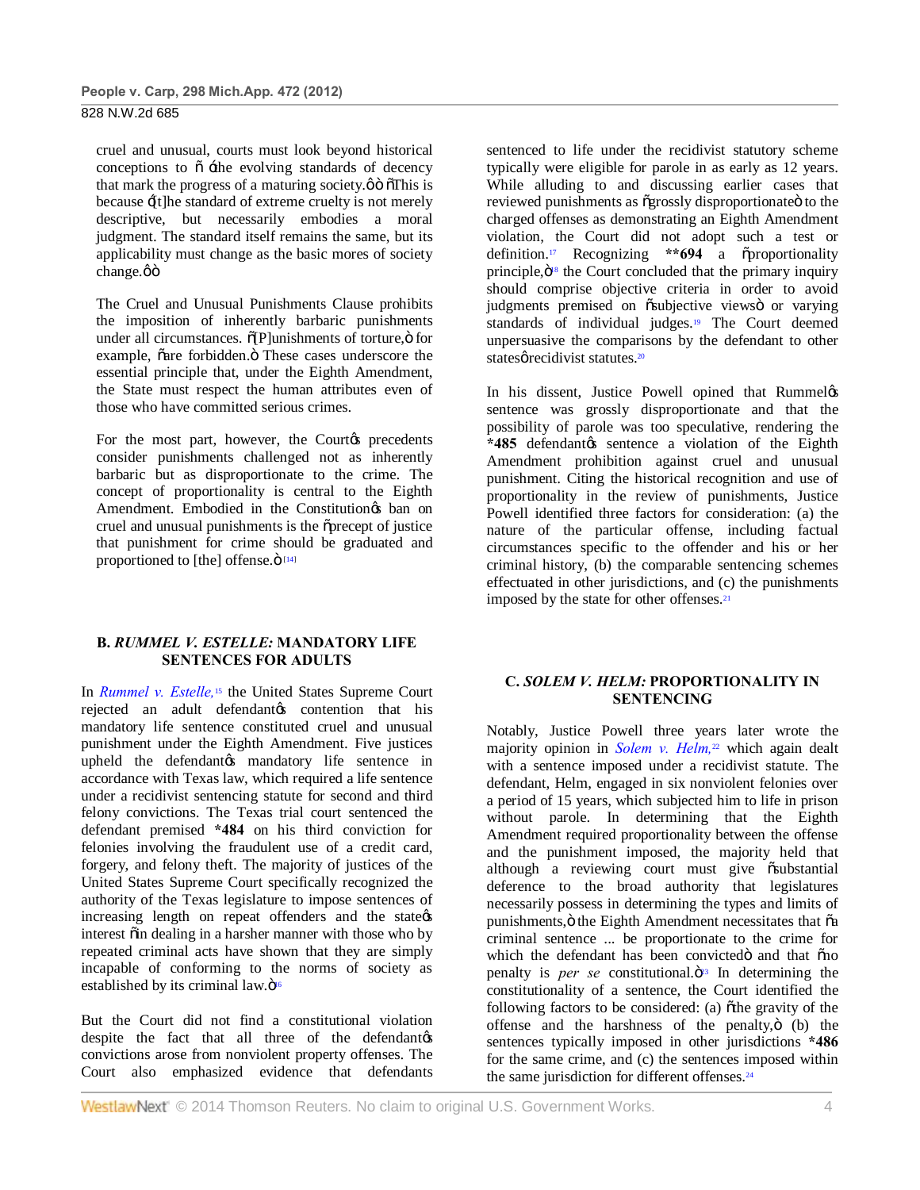cruel and unusual, courts must look beyond historical conceptions to " 'the evolving standards of decency that mark the progress of a maturing society.' " "This is because '[t]he standard of extreme cruelty is not merely descriptive, but necessarily embodies a moral judgment. The standard itself remains the same, but its applicability must change as the basic mores of society change.' "

The Cruel and Unusual Punishments Clause prohibits the imposition of inherently barbaric punishments under all circumstances. "[P]unishments of torture," for example, "are forbidden." These cases underscore the essential principle that, under the Eighth Amendment, the State must respect the human attributes even of those who have committed serious crimes.

For the most part, however, the Court's precedents consider punishments challenged not as inherently barbaric but as disproportionate to the crime. The concept of proportionality is central to the Eighth Amendment. Embodied in the Constitution's ban on cruel and unusual punishments is the "precept of justice that punishment for crime should be graduated and proportioned to [the] offense."[14]

### B. *RUMMEL V. ESTELLE:* MANDATORY LIFE SENTENCES FOR ADULTS

In *Rummel v. Estelle,*[15] the United States Supreme Court rejected an adult defendant's contention that his mandatory life sentence constituted cruel and unusual punishment under the Eighth Amendment. Five justices upheld the defendant's mandatory life sentence in accordance with Texas law, which required a life sentence under a recidivist sentencing statute for second and third felony convictions. The Texas trial court sentenced the defendant premised **\*484** on his third conviction for felonies involving the fraudulent use of a credit card, forgery, and felony theft. The majority of justices of the United States Supreme Court specifically recognized the authority of the Texas legislature to impose sentences of increasing length on repeat offenders and the state's interest "in dealing in a harsher manner with those who by repeated criminal acts have shown that they are simply incapable of conforming to the norms of society as established by its criminal law."[16]

But the Court did not find a constitutional violation despite the fact that all three of the defendant's convictions arose from nonviolent property offenses. The Court also emphasized evidence that defendants sentenced to life under the recidivist statutory scheme typically were eligible for parole in as early as 12 years. While alluding to and discussing earlier cases that reviewed punishments as "grossly disproportionate" to the charged offenses as demonstrating an Eighth Amendment violation, the Court did not adopt such a test or definition.[17] Recognizing **\*\*694** a "proportionality principle,"[18] the Court concluded that the primary inquiry should comprise objective criteria in order to avoid judgments premised on "subjective views" or varying standards of individual judges.[19] The Court deemed unpersuasive the comparisons by the defendant to other states' recidivist statutes.[20]

In his dissent, Justice Powell opined that Rummel's sentence was grossly disproportionate and that the possibility of parole was too speculative, rendering the **\*485** defendant's sentence a violation of the Eighth Amendment prohibition against cruel and unusual punishment. Citing the historical recognition and use of proportionality in the review of punishments, Justice Powell identified three factors for consideration: (a) the nature of the particular offense, including factual circumstances specific to the offender and his or her criminal history, (b) the comparable sentencing schemes effectuated in other jurisdictions, and (c) the punishments imposed by the state for other offenses.[21]

### C. *SOLEM V. HELM:* PROPORTIONALITY IN SENTENCING

Notably, Justice Powell three years later wrote the majority opinion in *Solem v. Helm,*[22] which again dealt with a sentence imposed under a recidivist statute. The defendant, Helm, engaged in six nonviolent felonies over a period of 15 years, which subjected him to life in prison without parole. In determining that the Eighth Amendment required proportionality between the offense and the punishment imposed, the majority held that although a reviewing court must give "substantial deference to the broad authority that legislatures necessarily possess in determining the types and limits of punishments," the Eighth Amendment necessitates that "a criminal sentence ... be proportionate to the crime for which the defendant has been convicted" and that "no penalty is *per se* constitutional."[23] In determining the constitutionality of a sentence, the Court identified the following factors to be considered: (a) "the gravity of the offense and the harshness of the penalty," (b) the sentences typically imposed in other jurisdictions **\*486** for the same crime, and (c) the sentences imposed within the same jurisdiction for different offenses.[24]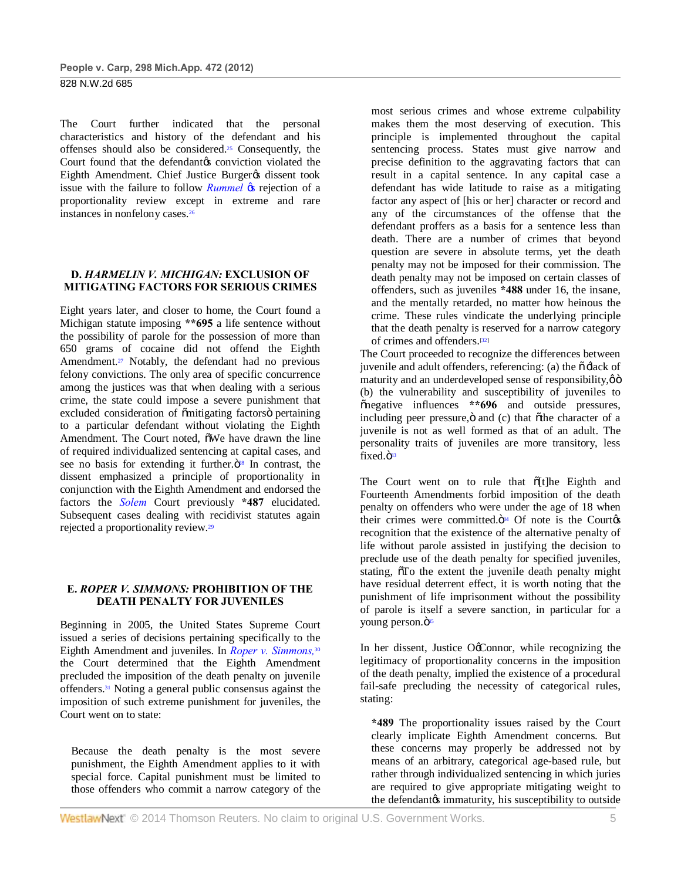The Court further indicated that the personal characteristics and history of the defendant and his offenses should also be considered.[25] Consequently, the Court found that the defendant's conviction violated the Eighth Amendment. Chief Justice Burger's dissent took issue with the failure to follow *Rummel* 's rejection of a proportionality review except in extreme and rare instances in nonfelony cases.[26]

### D. *HARMELIN V. MICHIGAN:* EXCLUSION OF MITIGATING FACTORS FOR SERIOUS CRIMES

Eight years later, and closer to home, the Court found a Michigan statute imposing **\*\*695** a life sentence without the possibility of parole for the possession of more than 650 grams of cocaine did not offend the Eighth Amendment.[27] Notably, the defendant had no previous felony convictions. The only area of specific concurrence among the justices was that when dealing with a serious crime, the state could impose a severe punishment that excluded consideration of "mitigating factors" pertaining to a particular defendant without violating the Eighth Amendment. The Court noted, "We have drawn the line of required individualized sentencing at capital cases, and see no basis for extending it further."[28] In contrast, the dissent emphasized a principle of proportionality in conjunction with the Eighth Amendment and endorsed the factors the *Solem* Court previously **\*487** elucidated. Subsequent cases dealing with recidivist statutes again rejected a proportionality review.[29]

### E. *ROPER V. SIMMONS:* PROHIBITION OF THE DEATH PENALTY FOR JUVENILES

Beginning in 2005, the United States Supreme Court issued a series of decisions pertaining specifically to the Eighth Amendment and juveniles. In *Roper v. Simmons,*[30] the Court determined that the Eighth Amendment precluded the imposition of the death penalty on juvenile offenders.[31] Noting a general public consensus against the imposition of such extreme punishment for juveniles, the Court went on to state:

> Because the death penalty is the most severe punishment, the Eighth Amendment applies to it with special force. Capital punishment must be limited to those offenders who commit a narrow category of the most serious crimes and whose extreme culpability makes them the most deserving of execution. This principle is implemented throughout the capital sentencing process. States must give narrow and precise definition to the aggravating factors that can result in a capital sentence. In any capital case a defendant has wide latitude to raise as a mitigating factor any aspect of [his or her] character or record and any of the circumstances of the offense that the defendant proffers as a basis for a sentence less than death. There are a number of crimes that beyond question are severe in absolute terms, yet the death penalty may not be imposed for their commission. The death penalty may not be imposed on certain classes of offenders, such as juveniles **\*488** under 16, the insane, and the mentally retarded, no matter how heinous the crime. These rules vindicate the underlying principle that the death penalty is reserved for a narrow category of crimes and offenders.[32]

The Court proceeded to recognize the differences between juvenile and adult offenders, referencing: (a) the "'lack of maturity and an underdeveloped sense of responsibility,'" (b) the vulnerability and susceptibility of juveniles to "negative influences **\*\*696** and outside pressures, including peer pressure," and (c) that "the character of a juvenile is not as well formed as that of an adult. The personality traits of juveniles are more transitory, less fixed."[33]

The Court went on to rule that "[t]he Eighth and Fourteenth Amendments forbid imposition of the death penalty on offenders who were under the age of 18 when their crimes were committed."[34] Of note is the Court's recognition that the existence of the alternative penalty of life without parole assisted in justifying the decision to preclude use of the death penalty for specified juveniles, stating, "To the extent the juvenile death penalty might have residual deterrent effect, it is worth noting that the punishment of life imprisonment without the possibility of parole is itself a severe sanction, in particular for a young person."[35]

In her dissent, Justice O'Connor, while recognizing the legitimacy of proportionality concerns in the imposition of the death penalty, implied the existence of a procedural fail-safe precluding the necessity of categorical rules, stating:

> **\*489** The proportionality issues raised by the Court clearly implicate Eighth Amendment concerns. But these concerns may properly be addressed not by means of an arbitrary, categorical age-based rule, but rather through individualized sentencing in which juries are required to give appropriate mitigating weight to the defendant's immaturity, his susceptibility to outside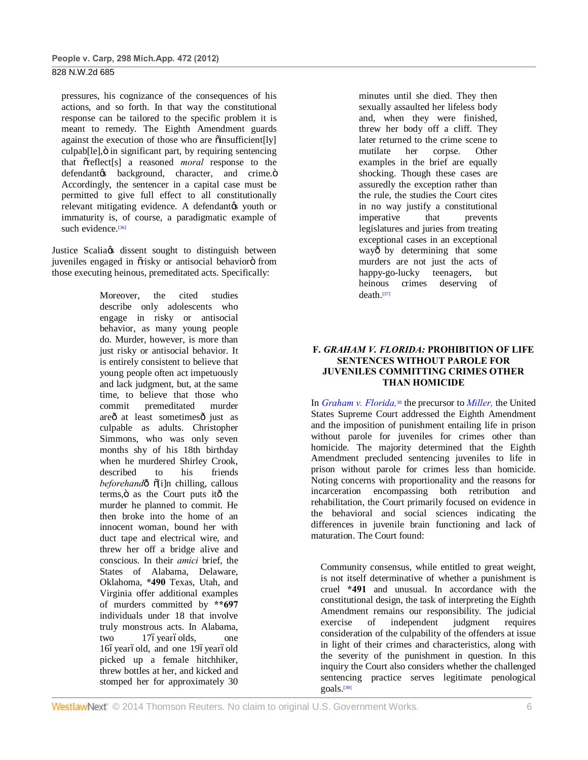pressures, his cognizance of the consequences of his actions, and so forth. In that way the constitutional response can be tailored to the specific problem it is meant to remedy. The Eighth Amendment guards against the execution of those who are "insufficient[ly] culpab[le]," in significant part, by requiring sentencing that "reflect[s] a reasoned *moral* response to the defendant's background, character, and crime." Accordingly, the sentencer in a capital case must be permitted to give full effect to all constitutionally relevant mitigating evidence. A defendant's youth or immaturity is, of course, a paradigmatic example of such evidence.[36]

Justice Scalia's dissent sought to distinguish between juveniles engaged in "risky or antisocial behavior" from those executing heinous, premeditated acts. Specifically:

> Moreover, the cited studies describe only adolescents who engage in risky or antisocial behavior, as many young people do. Murder, however, is more than just risky or antisocial behavior. It is entirely consistent to believe that young people often act impetuously and lack judgment, but, at the same time, to believe that those who commit premeditated murder are— at least sometimes— just as culpable as adults. Christopher Simmons, who was only seven months shy of his 18th birthday when he murdered Shirley Crook, described to his friends *beforehand*— "[i]n chilling, callous terms," as the Court puts it— the murder he planned to commit. He then broke into the home of an innocent woman, bound her with duct tape and electrical wire, and threw her off a bridge alive and conscious. In their *amici* brief, the States of Alabama, Delaware, Oklahoma, **\*490** Texas, Utah, and Virginia offer additional examples of murders committed by **\*\*697** individuals under 18 that involve truly monstrous acts. In Alabama, two 17–year–olds, one 16–year–old, and one 19–year–old picked up a female hitchhiker, threw bottles at her, and kicked and stomped her for approximately 30 minutes until she died. They then sexually assaulted her lifeless body and, when they were finished, threw her body off a cliff. They later returned to the crime scene to mutilate her corpse. Other examples in the brief are equally shocking. Though these cases are assuredly the exception rather than the rule, the studies the Court cites in no way justify a constitutional imperative that prevents legislatures and juries from treating exceptional cases in an exceptional way— by determining that some murders are not just the acts of happy-go-lucky teenagers, but heinous crimes deserving of death.[37]

## F. *GRAHAM V. FLORIDA:* PROHIBITION OF LIFE SENTENCES WITHOUT PAROLE FOR JUVENILES COMMITTING CRIMES OTHER THAN HOMICIDE

In *Graham v. Florida,*[38] the precursor to *Miller,* the United States Supreme Court addressed the Eighth Amendment and the imposition of punishment entailing life in prison without parole for juveniles for crimes other than homicide. The majority determined that the Eighth Amendment precluded sentencing juveniles to life in prison without parole for crimes less than homicide. Noting concerns with proportionality and the reasons for incarceration encompassing both retribution and rehabilitation, the Court primarily focused on evidence in the behavioral and social sciences indicating the differences in juvenile brain functioning and lack of maturation. The Court found:

> Community consensus, while entitled to great weight, is not itself determinative of whether a punishment is cruel **\*491** and unusual. In accordance with the constitutional design, the task of interpreting the Eighth Amendment remains our responsibility. The judicial exercise of independent judgment requires consideration of the culpability of the offenders at issue in light of their crimes and characteristics, along with the severity of the punishment in question. In this inquiry the Court also considers whether the challenged sentencing practice serves legitimate penological goals.[39]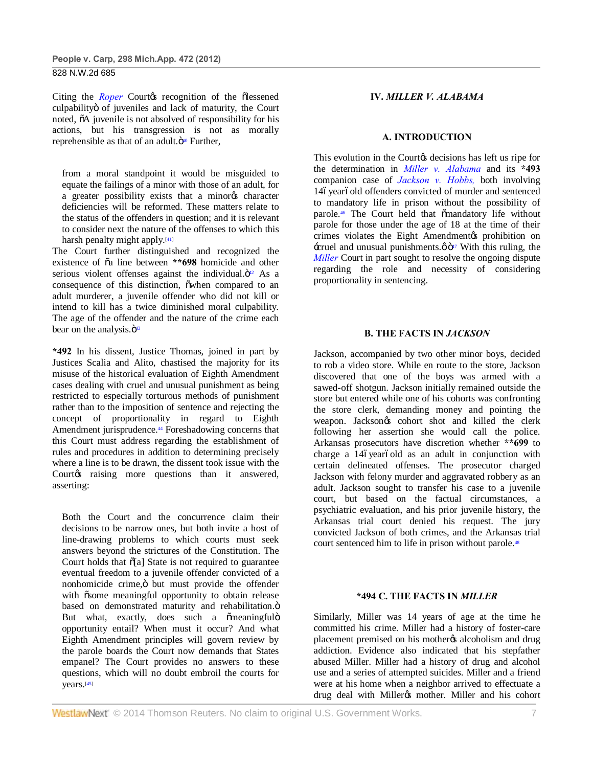Citing the *Roper* Court's recognition of the "lessened culpability" of juveniles and lack of maturity, the Court noted, "A juvenile is not absolved of responsibility for his actions, but his transgression is not as morally reprehensible as that of an adult."[40] Further,

> from a moral standpoint it would be misguided to equate the failings of a minor with those of an adult, for a greater possibility exists that a minor's character deficiencies will be reformed. These matters relate to the status of the offenders in question; and it is relevant to consider next the nature of the offenses to which this harsh penalty might apply.[41]

The Court further distinguished and recognized the existence of "a line between **698 homicide and other serious violent offenses against the individual."[42] As a consequence of this distinction, "when compared to an adult murderer, a juvenile offender who did not kill or intend to kill has a twice diminished moral culpability. The age of the offender and the nature of the crime each bear on the analysis."[43]

**\*492** In his dissent, Justice Thomas, joined in part by Justices Scalia and Alito, chastised the majority for its misuse of the historical evaluation of Eighth Amendment cases dealing with cruel and unusual punishment as being restricted to especially tortuous methods of punishment rather than to the imposition of sentence and rejecting the concept of proportionality in regard to Eighth Amendment jurisprudence.[44] Foreshadowing concerns that this Court must address regarding the establishment of rules and procedures in addition to determining precisely where a line is to be drawn, the dissent took issue with the Court's raising more questions than it answered, asserting:

> Both the Court and the concurrence claim their decisions to be narrow ones, but both invite a host of line-drawing problems to which courts must seek answers beyond the strictures of the Constitution. The Court holds that "[a] State is not required to guarantee eventual freedom to a juvenile offender convicted of a nonhomicide crime," but must provide the offender with "some meaningful opportunity to obtain release based on demonstrated maturity and rehabilitation." But what, exactly, does such a "meaningful" opportunity entail? When must it occur? And what Eighth Amendment principles will govern review by the parole boards the Court now demands that States empanel? The Court provides no answers to these questions, which will no doubt embroil the courts for years.[45]

## IV. *MILLER V. ALABAMA*

### A. INTRODUCTION

This evolution in the Court's decisions has left us ripe for the determination in *Miller v. Alabama* and its **\*493** companion case of *Jackson v. Hobbs,* both involving 14–year–old offenders convicted of murder and sentenced to mandatory life in prison without the possibility of parole.[46] The Court held that "mandatory life without parole for those under the age of 18 at the time of their crimes violates the Eight Amendment's prohibition on 'cruel and unusual punishments.' "[47] With this ruling, the *Miller* Court in part sought to resolve the ongoing dispute regarding the role and necessity of considering proportionality in sentencing.

### B. THE FACTS IN *JACKSON*

Jackson, accompanied by two other minor boys, decided to rob a video store. While en route to the store, Jackson discovered that one of the boys was armed with a sawed-off shotgun. Jackson initially remained outside the store but entered while one of his cohorts was confronting the store clerk, demanding money and pointing the weapon. Jackson's cohort shot and killed the clerk following her assertion she would call the police. Arkansas prosecutors have discretion whether **699 to charge a 14–year–old as an adult in conjunction with certain delineated offenses. The prosecutor charged Jackson with felony murder and aggravated robbery as an adult. Jackson sought to transfer his case to a juvenile court, but based on the factual circumstances, a psychiatric evaluation, and his prior juvenile history, the Arkansas trial court denied his request. The jury convicted Jackson of both crimes, and the Arkansas trial court sentenced him to life in prison without parole.[48]

### \*494 C. THE FACTS IN *MILLER*

Similarly, Miller was 14 years of age at the time he committed his crime. Miller had a history of foster-care placement premised on his mother's alcoholism and drug addiction. Evidence also indicated that his stepfather abused Miller. Miller had a history of drug and alcohol use and a series of attempted suicides. Miller and a friend were at his home when a neighbor arrived to effectuate a drug deal with Miller's mother. Miller and his cohort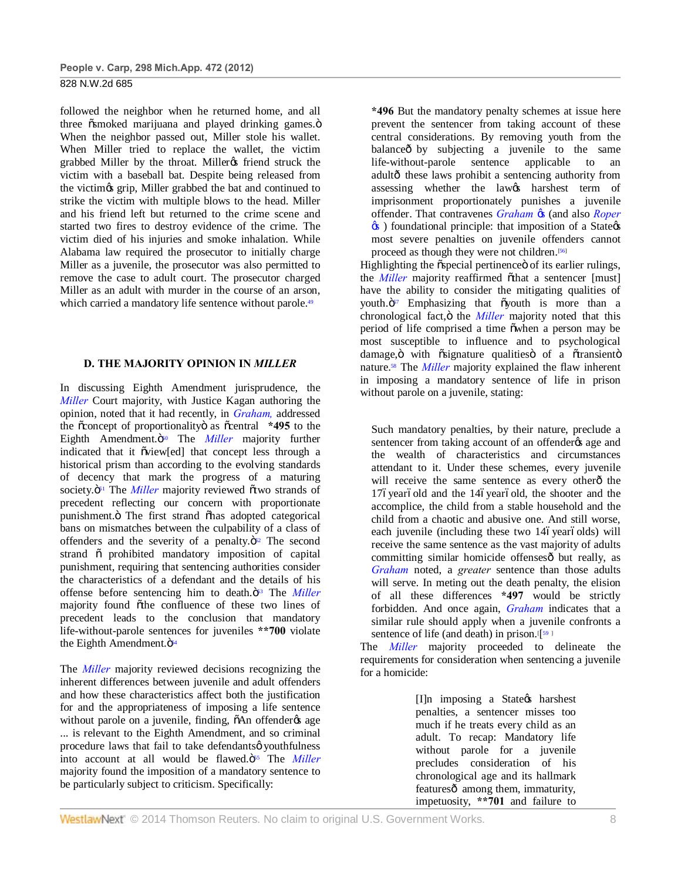followed the neighbor when he returned home, and all three "smoked marijuana and played drinking games." When the neighbor passed out, Miller stole his wallet. When Miller tried to replace the wallet, the victim grabbed Miller by the throat. Miller's friend struck the victim with a baseball bat. Despite being released from the victim's grip, Miller grabbed the bat and continued to strike the victim with multiple blows to the head. Miller and his friend left but returned to the crime scene and started two fires to destroy evidence of the crime. The victim died of his injuries and smoke inhalation. While Alabama law required the prosecutor to initially charge Miller as a juvenile, the prosecutor was also permitted to remove the case to adult court. The prosecutor charged Miller as an adult with murder in the course of an arson, which carried a mandatory life sentence without parole.[49]

### D. THE MAJORITY OPINION IN *MILLER*

In discussing Eighth Amendment jurisprudence, the *Miller* Court majority, with Justice Kagan authoring the opinion, noted that it had recently, in *Graham,* addressed the "concept of proportionality" as "central **\*495** to the Eighth Amendment."[50] The *Miller* majority further indicated that it "view[ed] that concept less through a historical prism than according to the evolving standards of decency that mark the progress of a maturing society."[51] The *Miller* majority reviewed "two strands of precedent reflecting our concern with proportionate punishment." The first strand "has adopted categorical bans on mismatches between the culpability of a class of offenders and the severity of a penalty."[52] The second strand – prohibited mandatory imposition of capital punishment, requiring that sentencing authorities consider the characteristics of a defendant and the details of his offense before sentencing him to death."[53] The *Miller* majority found "the confluence of these two lines of precedent leads to the conclusion that mandatory life-without-parole sentences for juveniles **\*\*700** violate the Eighth Amendment."[54]

The *Miller* majority reviewed decisions recognizing the inherent differences between juvenile and adult offenders and how these characteristics affect both the justification for and the appropriateness of imposing a life sentence without parole on a juvenile, finding, "An offender's age ... is relevant to the Eighth Amendment, and so criminal procedure laws that fail to take defendants' youthfulness into account at all would be flawed."[55] The *Miller* majority found the imposition of a mandatory sentence to be particularly subject to criticism. Specifically:

> **\*496** But the mandatory penalty schemes at issue here prevent the sentencer from taking account of these central considerations. By removing youth from the balance—by subjecting a juvenile to the same life-without-parole sentence applicable to an adult—these laws prohibit a sentencing authority from assessing whether the law's harshest term of imprisonment proportionately punishes a juvenile offender. That contravenes *Graham* 's (and also *Roper* 's ) foundational principle: that imposition of a State's most severe penalties on juvenile offenders cannot proceed as though they were not children.[56]

Highlighting the "special pertinence" of its earlier rulings, the *Miller* majority reaffirmed "that a sentencer [must] have the ability to consider the mitigating qualities of youth."[57] Emphasizing that "youth is more than a chronological fact," the *Miller* majority noted that this period of life comprised a time "when a person may be most susceptible to influence and to psychological damage," with "signature qualities" of a "transient" nature.[58] The *Miller* majority explained the flaw inherent in imposing a mandatory sentence of life in prison without parole on a juvenile, stating:

> Such mandatory penalties, by their nature, preclude a sentencer from taking account of an offender's age and the wealth of characteristics and circumstances attendant to it. Under these schemes, every juvenile will receive the same sentence as every other—the 17–year–old and the 14–year–old, the shooter and the accomplice, the child from a stable household and the child from a chaotic and abusive one. And still worse, each juvenile (including these two 14–year–olds) will receive the same sentence as the vast majority of adults committing similar homicide offenses—but really, as *Graham* noted, a *greater* sentence than those adults will serve. In meting out the death penalty, the elision of all these differences **\*497** would be strictly forbidden. And once again, *Graham* indicates that a similar rule should apply when a juvenile confronts a sentence of life (and death) in prison.[[59]]

The *Miller* majority proceeded to delineate the requirements for consideration when sentencing a juvenile for a homicide:

> [I]n imposing a State's harshest penalties, a sentencer misses too much if he treats every child as an adult. To recap: Mandatory life without parole for a juvenile precludes consideration of his chronological age and its hallmark features— among them, immaturity, impetuosity, **\*\*701** and failure to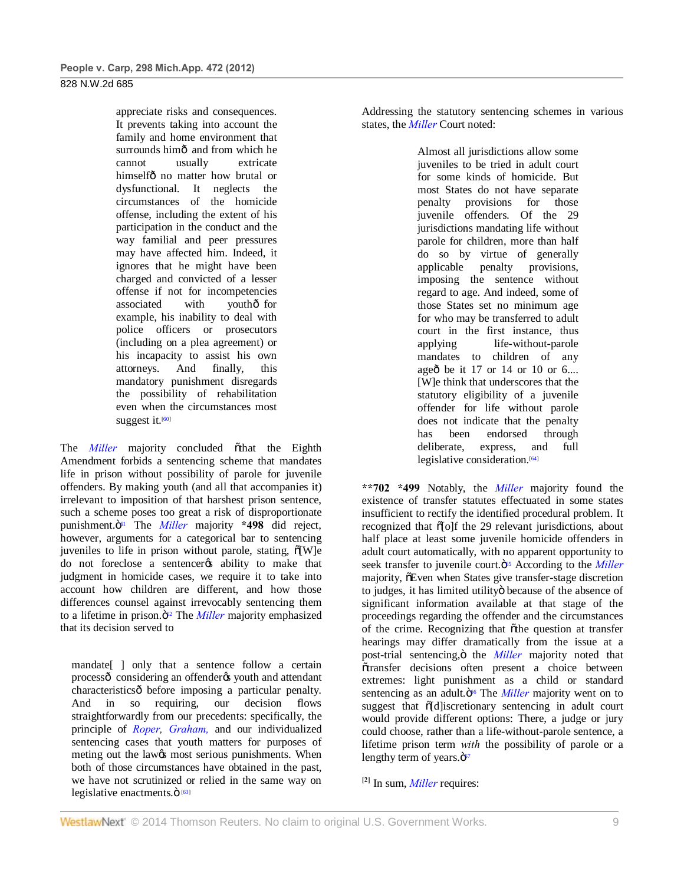appreciate risks and consequences. It prevents taking into account the family and home environment that surrounds him— and from which he cannot usually extricate himself— no matter how brutal or dysfunctional. It neglects the circumstances of the homicide offense, including the extent of his participation in the conduct and the way familial and peer pressures may have affected him. Indeed, it ignores that he might have been charged and convicted of a lesser offense if not for incompetencies associated with youth— for example, his inability to deal with police officers or prosecutors (including on a plea agreement) or his incapacity to assist his own attorneys. And finally, this mandatory punishment disregards the possibility of rehabilitation even when the circumstances most suggest it.[60]

The *Miller* majority concluded "that the Eighth Amendment forbids a sentencing scheme that mandates life in prison without possibility of parole for juvenile offenders. By making youth (and all that accompanies it) irrelevant to imposition of that harshest prison sentence, such a scheme poses too great a risk of disproportionate punishment."[61] The *Miller* majority **\*498** did reject, however, arguments for a categorical bar to sentencing juveniles to life in prison without parole, stating, "[W]e do not foreclose a sentencer's ability to make that judgment in homicide cases, we require it to take into account how children are different, and how those differences counsel against irrevocably sentencing them to a lifetime in prison."[62] The *Miller* majority emphasized that its decision served to

> mandate[ ] only that a sentence follow a certain process— considering an offender's youth and attendant characteristics— before imposing a particular penalty. And in so requiring, our decision flows straightforwardly from our precedents: specifically, the principle of *Roper, Graham,* and our individualized sentencing cases that youth matters for purposes of meting out the law's most serious punishments. When both of those circumstances have obtained in the past, we have not scrutinized or relied in the same way on legislative enactments."[63]

Addressing the statutory sentencing schemes in various states, the *Miller* Court noted:

> Almost all jurisdictions allow some juveniles to be tried in adult court for some kinds of homicide. But most States do not have separate penalty provisions for those juvenile offenders. Of the 29 jurisdictions mandating life without parole for children, more than half do so by virtue of generally applicable penalty provisions, imposing the sentence without regard to age. And indeed, some of those States set no minimum age for who may be transferred to adult court in the first instance, thus applying life-without-parole mandates to children of any age— be it 17 or 14 or 10 or 6.... [W]e think that underscores that the statutory eligibility of a juvenile offender for life without parole does not indicate that the penalty has been endorsed through deliberate, express, and full legislative consideration.[64]

**\*\*702 \*499** Notably, the *Miller* majority found the existence of transfer statutes effectuated in some states insufficient to rectify the identified procedural problem. It recognized that "[o]f the 29 relevant jurisdictions, about half place at least some juvenile homicide offenders in adult court automatically, with no apparent opportunity to seek transfer to juvenile court."[65] According to the *Miller* majority, "Even when States give transfer-stage discretion to judges, it has limited utility" because of the absence of significant information available at that stage of the proceedings regarding the offender and the circumstances of the crime. Recognizing that "the question at transfer hearings may differ dramatically from the issue at a post-trial sentencing," the *Miller* majority noted that "transfer decisions often present a choice between extremes: light punishment as a child or standard sentencing as an adult."[66] The *Miller* majority went on to suggest that "[d]iscretionary sentencing in adult court would provide different options: There, a judge or jury could choose, rather than a life-without-parole sentence, a lifetime prison term *with* the possibility of parole or a lengthy term of years."[67]

[2] In sum, *Miller* requires: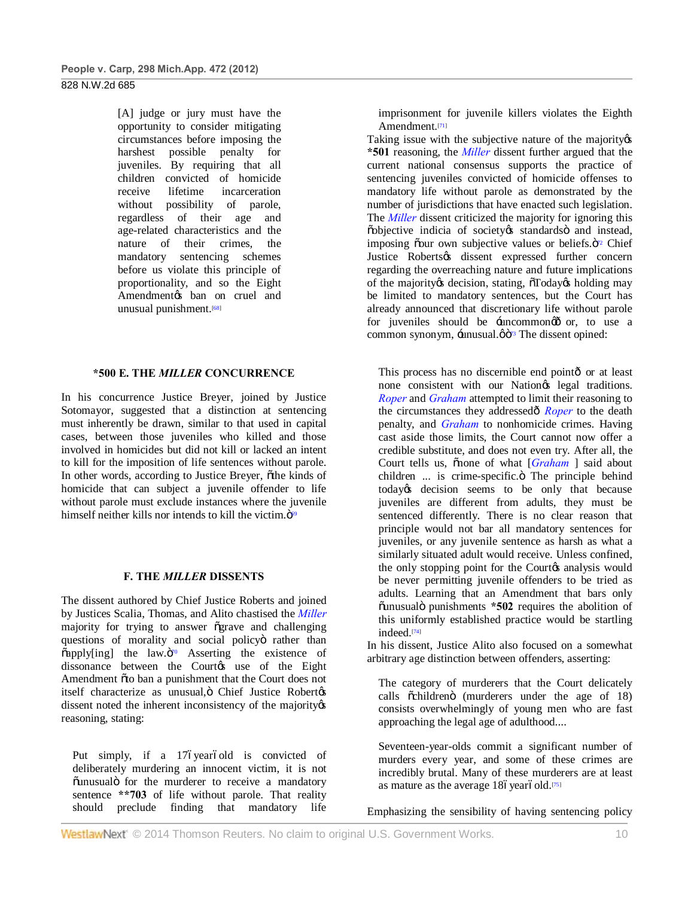> [A] judge or jury must have the opportunity to consider mitigating circumstances before imposing the harshest possible penalty for juveniles. By requiring that all children convicted of homicide receive lifetime incarceration without possibility of parole, regardless of their age and age-related characteristics and the nature of their crimes, the mandatory sentencing schemes before us violate this principle of proportionality, and so the Eight Amendment's ban on cruel and unusual punishment.[68]

### *500 E. THE *MILLER* CONCURRENCE

In his concurrence Justice Breyer, joined by Justice Sotomayor, suggested that a distinction at sentencing must inherently be drawn, similar to that used in capital cases, between those juveniles who killed and those involved in homicides but did not kill or lacked an intent to kill for the imposition of life sentences without parole. In other words, according to Justice Breyer, "the kinds of homicide that can subject a juvenile offender to life without parole must exclude instances where the juvenile himself neither kills nor intends to kill the victim."[69]

### F. THE *MILLER* DISSENTS

The dissent authored by Chief Justice Roberts and joined by Justices Scalia, Thomas, and Alito chastised the *Miller* majority for trying to answer "grave and challenging questions of morality and social policy" rather than "apply[ing] the law."[70] Asserting the existence of dissonance between the Court's use of the Eight Amendment "to ban a punishment that the Court does not itself characterize as unusual," Chief Justice Roberts's dissent noted the inherent inconsistency of the majority's reasoning, stating:

> Put simply, if a 17–year–old is convicted of deliberately murdering an innocent victim, it is not "unusual" for the murderer to receive a mandatory sentence **703 of life without parole. That reality should preclude finding that mandatory life imprisonment for juvenile killers violates the Eighth Amendment.[71]

Taking issue with the subjective nature of the majority's **\*501** reasoning, the *Miller* dissent further argued that the current national consensus supports the practice of sentencing juveniles convicted of homicide offenses to mandatory life without parole as demonstrated by the number of jurisdictions that have enacted such legislation. The *Miller* dissent criticized the majority for ignoring this "objective indicia of society's standards" and instead, imposing "our own subjective values or beliefs."[72] Chief Justice Roberts's dissent expressed further concern regarding the overreaching nature and future implications of the majority's decision, stating, "Today's holding may be limited to mandatory sentences, but the Court has already announced that discretionary life without parole for juveniles should be 'uncommon'—or, to use a common synonym, 'unusual.'"[73] The dissent opined:

> This process has no discernible end point—or at least none consistent with our Nation's legal traditions. *Roper* and *Graham* attempted to limit their reasoning to the circumstances they addressed—*Roper* to the death penalty, and *Graham* to nonhomicide crimes. Having cast aside those limits, the Court cannot now offer a credible substitute, and does not even try. After all, the Court tells us, "none of what [*Graham* ] said about children ... is crime-specific." The principle behind today's decision seems to be only that because juveniles are different from adults, they must be sentenced differently. There is no clear reason that principle would not bar all mandatory sentences for juveniles, or any juvenile sentence as harsh as what a similarly situated adult would receive. Unless confined, the only stopping point for the Court's analysis would be never permitting juvenile offenders to be tried as adults. Learning that an Amendment that bars only "unusual" punishments **\*502** requires the abolition of this uniformly established practice would be startling indeed.[74]

In his dissent, Justice Alito also focused on a somewhat arbitrary age distinction between offenders, asserting:

> The category of murderers that the Court delicately calls "children" (murderers under the age of 18) consists overwhelmingly of young men who are fast approaching the legal age of adulthood....
>
> Seventeen-year-olds commit a significant number of murders every year, and some of these crimes are incredibly brutal. Many of these murderers are at least as mature as the average 18–year–old.[75]

Emphasizing the sensibility of having sentencing policy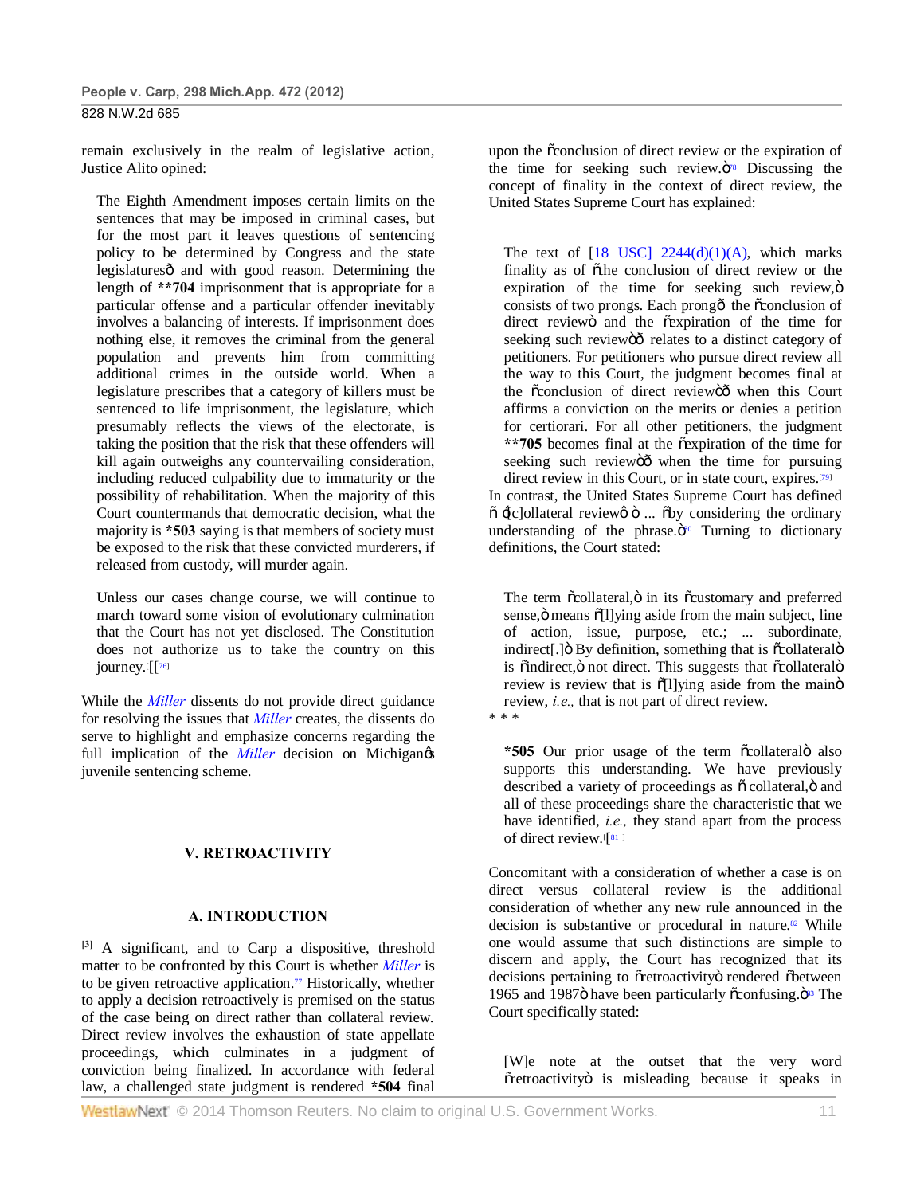remain exclusively in the realm of legislative action, Justice Alito opined:

> The Eighth Amendment imposes certain limits on the sentences that may be imposed in criminal cases, but for the most part it leaves questions of sentencing policy to be determined by Congress and the state legislatures—and with good reason. Determining the length of **\*\*704** imprisonment that is appropriate for a particular offense and a particular offender inevitably involves a balancing of interests. If imprisonment does nothing else, it removes the criminal from the general population and prevents him from committing additional crimes in the outside world. When a legislature prescribes that a category of killers must be sentenced to life imprisonment, the legislature, which presumably reflects the views of the electorate, is taking the position that the risk that these offenders will kill again outweighs any countervailing consideration, including reduced culpability due to immaturity or the possibility of rehabilitation. When the majority of this Court countermands that democratic decision, what the majority is **\*503** saying is that members of society must be exposed to the risk that these convicted murderers, if released from custody, will murder again.
>
> Unless our cases change course, we will continue to march toward some vision of evolutionary culmination that the Court has not yet disclosed. The Constitution does not authorize us to take the country on this journey.[[76]

While the *Miller* dissents do not provide direct guidance for resolving the issues that *Miller* creates, the dissents do serve to highlight and emphasize concerns regarding the full implication of the *Miller* decision on Michigan's juvenile sentencing scheme.

## V. RETROACTIVITY

### A. INTRODUCTION

[3] A significant, and to Carp a dispositive, threshold matter to be confronted by this Court is whether *Miller* is to be given retroactive application.[77] Historically, whether to apply a decision retroactively is premised on the status of the case being on direct rather than collateral review. Direct review involves the exhaustion of state appellate proceedings, which culminates in a judgment of conviction being finalized. In accordance with federal law, a challenged state judgment is rendered **\*504** final upon the "conclusion of direct review or the expiration of the time for seeking such review."[78] Discussing the concept of finality in the context of direct review, the United States Supreme Court has explained:

> The text of [18 USC] 2244(d)(1)(A), which marks finality as of "the conclusion of direct review or the expiration of the time for seeking such review," consists of two prongs. Each prong—the "conclusion of direct review" and the "expiration of the time for seeking such review"—relates to a distinct category of petitioners. For petitioners who pursue direct review all the way to this Court, the judgment becomes final at the "conclusion of direct review"—when this Court affirms a conviction on the merits or denies a petition for certiorari. For all other petitioners, the judgment **\*\*705** becomes final at the "expiration of the time for seeking such review"—when the time for pursuing direct review in this Court, or in state court, expires.[79]

In contrast, the United States Supreme Court has defined "'[c]ollateral review' ... "by considering the ordinary understanding of the phrase."[80] Turning to dictionary definitions, the Court stated:

> The term "collateral," in its "customary and preferred sense," means "[l]ying aside from the main subject, line of action, issue, purpose, etc.; ... subordinate, indirect[.]" By definition, something that is "collateral" is "indirect," not direct. This suggests that "collateral" review is review that is "[l]ying aside from the main" review, *i.e.,* that is not part of direct review.
>
> \* \* \*
>
> **\*505** Our prior usage of the term "collateral" also supports this understanding. We have previously described a variety of proceedings as "collateral," and all of these proceedings share the characteristic that we have identified, *i.e.,* they stand apart from the process of direct review.[[81]

Concomitant with a consideration of whether a case is on direct versus collateral review is the additional consideration of whether any new rule announced in the decision is substantive or procedural in nature.[82] While one would assume that such distinctions are simple to discern and apply, the Court has recognized that its decisions pertaining to "retroactivity" rendered "between 1965 and 1987" have been particularly "confusing."[83] The Court specifically stated:

> [W]e note at the outset that the very word "retroactivity" is misleading because it speaks in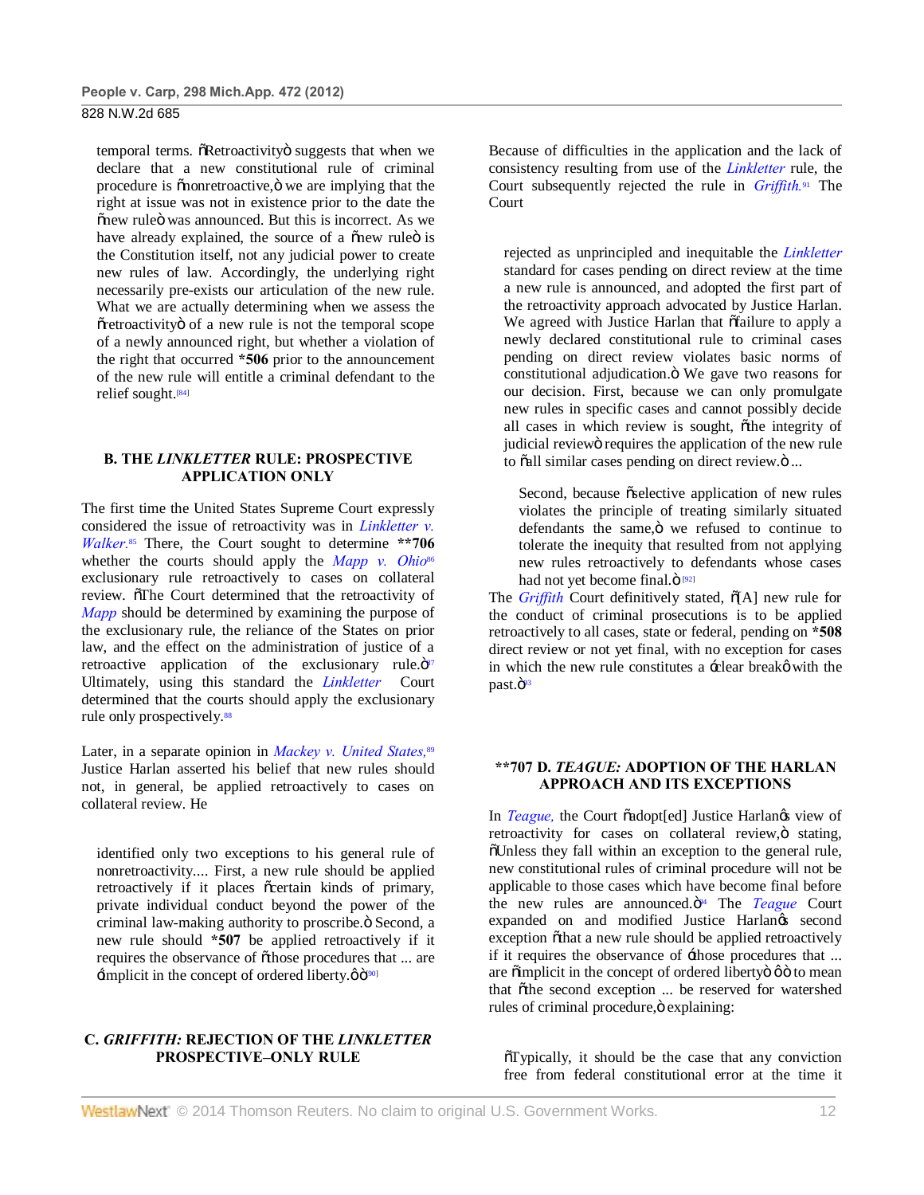temporal terms. "Retroactivity" suggests that when we declare that a new constitutional rule of criminal procedure is "nonretroactive," we are implying that the right at issue was not in existence prior to the date the "new rule" was announced. But this is incorrect. As we have already explained, the source of a "new rule" is the Constitution itself, not any judicial power to create new rules of law. Accordingly, the underlying right necessarily pre-exists our articulation of the new rule. What we are actually determining when we assess the "retroactivity" of a new rule is not the temporal scope of a newly announced right, but whether a violation of the right that occurred **\*506** prior to the announcement of the new rule will entitle a criminal defendant to the relief sought.[84]

### B. THE *LINKLETTER* RULE: PROSPECTIVE APPLICATION ONLY

The first time the United States Supreme Court expressly considered the issue of retroactivity was in *Linkletter v. Walker.*[85] There, the Court sought to determine **\*\*706** whether the courts should apply the *Mapp v. Ohio*[86] exclusionary rule retroactively to cases on collateral review. "The Court determined that the retroactivity of *Mapp* should be determined by examining the purpose of the exclusionary rule, the reliance of the States on prior law, and the effect on the administration of justice of a retroactive application of the exclusionary rule."[87] Ultimately, using this standard the *Linkletter* Court determined that the courts should apply the exclusionary rule only prospectively.[88]

Later, in a separate opinion in *Mackey v. United States,*[89] Justice Harlan asserted his belief that new rules should not, in general, be applied retroactively to cases on collateral review. He

> identified only two exceptions to his general rule of nonretroactivity.... First, a new rule should be applied retroactively if it places "certain kinds of primary, private individual conduct beyond the power of the criminal law-making authority to proscribe." Second, a new rule should **\*507** be applied retroactively if it requires the observance of "those procedures that ... are 'implicit in the concept of ordered liberty.'"[90]

### C. *GRIFFITH:* REJECTION OF THE *LINKLETTER* PROSPECTIVE–ONLY RULE

Because of difficulties in the application and the lack of consistency resulting from use of the *Linkletter* rule, the Court subsequently rejected the rule in *Griffith.*[91] The Court

> rejected as unprincipled and inequitable the *Linkletter* standard for cases pending on direct review at the time a new rule is announced, and adopted the first part of the retroactivity approach advocated by Justice Harlan. We agreed with Justice Harlan that "failure to apply a newly declared constitutional rule to criminal cases pending on direct review violates basic norms of constitutional adjudication." We gave two reasons for our decision. First, because we can only promulgate new rules in specific cases and cannot possibly decide all cases in which review is sought, "the integrity of judicial review" requires the application of the new rule to "all similar cases pending on direct review." ...
>
> > Second, because "selective application of new rules violates the principle of treating similarly situated defendants the same," we refused to continue to tolerate the inequity that resulted from not applying new rules retroactively to defendants whose cases had not yet become final."[92]

The *Griffith* Court definitively stated, "[A] new rule for the conduct of criminal prosecutions is to be applied retroactively to all cases, state or federal, pending on **\*508** direct review or not yet final, with no exception for cases in which the new rule constitutes a 'clear break' with the past."[93]

### **\*\*707** D. *TEAGUE:* ADOPTION OF THE HARLAN APPROACH AND ITS EXCEPTIONS

In *Teague,* the Court "adopt[ed] Justice Harlan's view of retroactivity for cases on collateral review," stating, "Unless they fall within an exception to the general rule, new constitutional rules of criminal procedure will not be applicable to those cases which have become final before the new rules are announced."[94] The *Teague* Court expanded on and modified Justice Harlan's second exception "that a new rule should be applied retroactively if it requires the observance of 'those procedures that ... are "implicit in the concept of ordered liberty" ' " to mean that "the second exception ... be reserved for watershed rules of criminal procedure," explaining:

> "Typically, it should be the case that any conviction free from federal constitutional error at the time it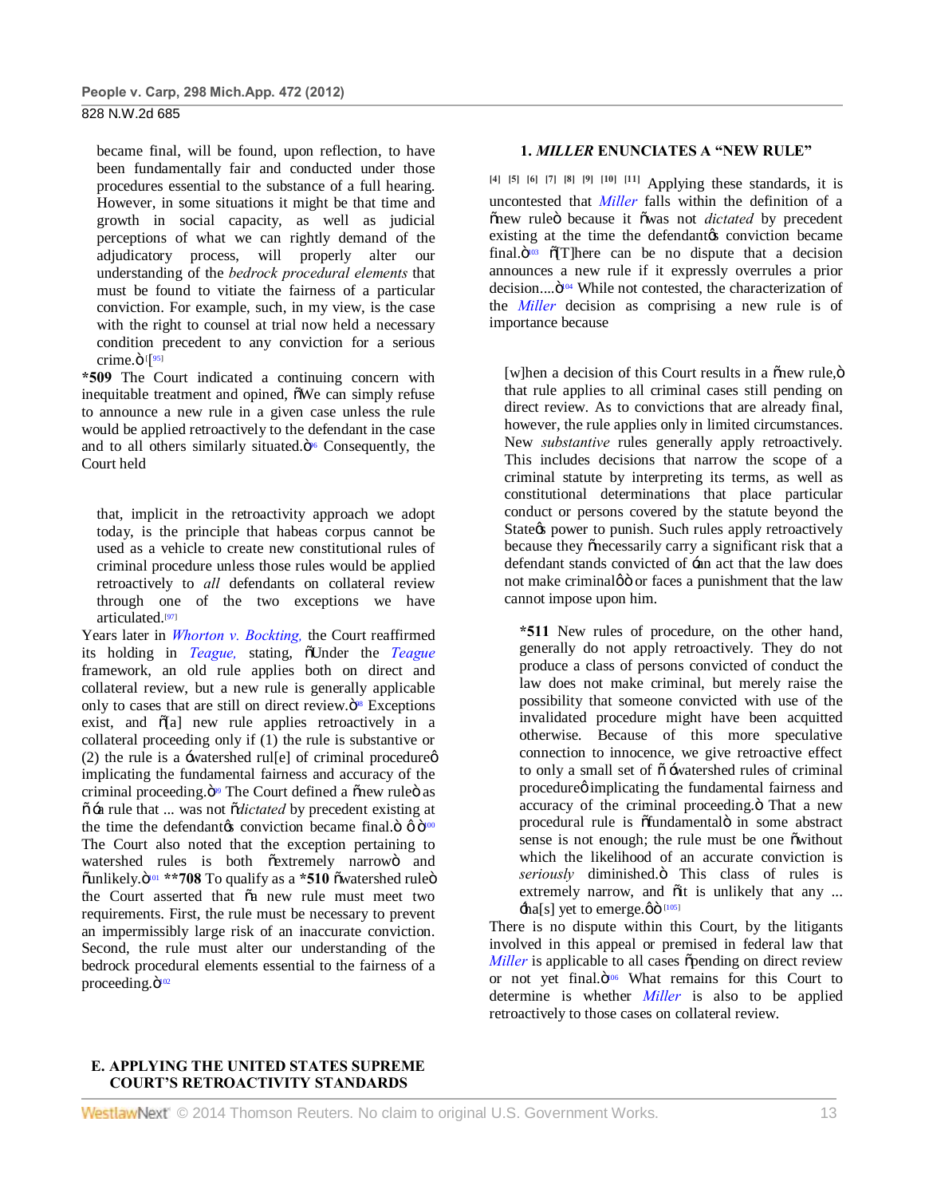became final, will be found, upon reflection, to have been fundamentally fair and conducted under those procedures essential to the substance of a full hearing. However, in some situations it might be that time and growth in social capacity, as well as judicial perceptions of what we can rightly demand of the adjudicatory process, will properly alter our understanding of the *bedrock procedural elements* that must be found to vitiate the fairness of a particular conviction. For example, such, in my view, is the case with the right to counsel at trial now held a necessary condition precedent to any conviction for a serious crime.' "[95]

**\*509** The Court indicated a continuing concern with inequitable treatment and opined, "We can simply refuse to announce a new rule in a given case unless the rule would be applied retroactively to the defendant in the case and to all others similarly situated."[96] Consequently, the Court held

> that, implicit in the retroactivity approach we adopt today, is the principle that habeas corpus cannot be used as a vehicle to create new constitutional rules of criminal procedure unless those rules would be applied retroactively to *all* defendants on collateral review through one of the two exceptions we have articulated.[97]

Years later in *Whorton v. Bockting,* the Court reaffirmed its holding in *Teague,* stating, "Under the *Teague* framework, an old rule applies both on direct and collateral review, but a new rule is generally applicable only to cases that are still on direct review."[98] Exceptions exist, and "[a] new rule applies retroactively in a collateral proceeding only if (1) the rule is substantive or (2) the rule is a 'watershed rul[e] of criminal procedure' implicating the fundamental fairness and accuracy of the criminal proceeding."[99] The Court defined a "new rule" as " 'a rule that ... was not "*dictated* by precedent existing at the time the defendant's conviction became final." ' "[100] The Court also noted that the exception pertaining to watershed rules is both "extremely narrow" and "unlikely."[101] **\*\*708** To qualify as a **\*510** "watershed rule" the Court asserted that "a new rule must meet two requirements. First, the rule must be necessary to prevent an impermissibly large risk of an inaccurate conviction. Second, the rule must alter our understanding of the bedrock procedural elements essential to the fairness of a proceeding."[102]

### E. APPLYING THE UNITED STATES SUPREME COURT'S RETROACTIVITY STANDARDS

#### 1. *MILLER* ENUNCIATES A "NEW RULE"

[4] [5] [6] [7] [8] [9] [10] [11] Applying these standards, it is uncontested that *Miller* falls within the definition of a "new rule" because it "was not *dictated* by precedent existing at the time the defendant's conviction became final."[103] "[T]here can be no dispute that a decision announces a new rule if it expressly overrules a prior decision...."[104] While not contested, the characterization of the *Miller* decision as comprising a new rule is of importance because

> [w]hen a decision of this Court results in a "new rule," that rule applies to all criminal cases still pending on direct review. As to convictions that are already final, however, the rule applies only in limited circumstances. New *substantive* rules generally apply retroactively. This includes decisions that narrow the scope of a criminal statute by interpreting its terms, as well as constitutional determinations that place particular conduct or persons covered by the statute beyond the State's power to punish. Such rules apply retroactively because they "necessarily carry a significant risk that a defendant stands convicted of 'an act that the law does not make criminal' " or faces a punishment that the law cannot impose upon him.
>
> **\*511** New rules of procedure, on the other hand, generally do not apply retroactively. They do not produce a class of persons convicted of conduct the law does not make criminal, but merely raise the possibility that someone convicted with use of the invalidated procedure might have been acquitted otherwise. Because of this more speculative connection to innocence, we give retroactive effect to only a small set of " 'watershed rules of criminal procedure' implicating the fundamental fairness and accuracy of the criminal proceeding." That a new procedural rule is "fundamental" in some abstract sense is not enough; the rule must be one "without which the likelihood of an accurate conviction is *seriously* diminished." This class of rules is extremely narrow, and "it is unlikely that any ... 'ha[s] yet to emerge.' "[105]

There is no dispute within this Court, by the litigants involved in this appeal or premised in federal law that *Miller* is applicable to all cases "pending on direct review or not yet final."[106] What remains for this Court to determine is whether *Miller* is also to be applied retroactively to those cases on collateral review.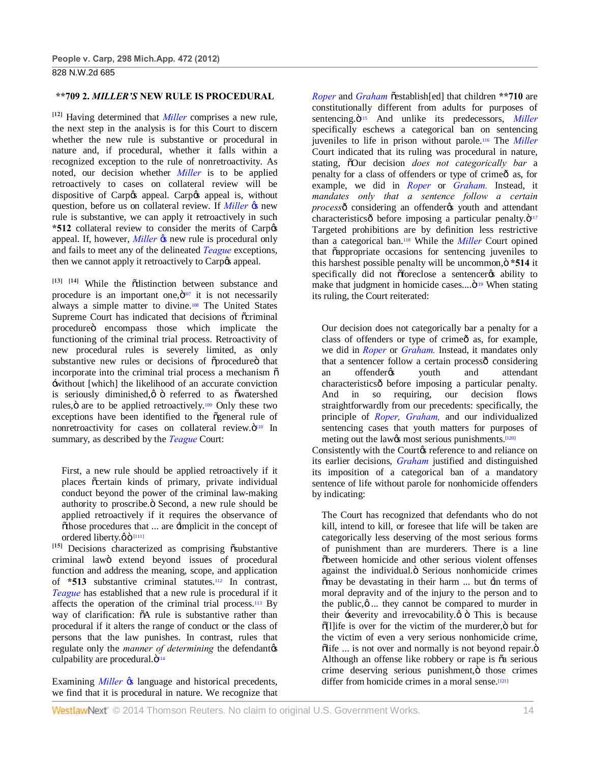**709 2. *MILLER'S* NEW RULE IS PROCEDURAL

[12] Having determined that *Miller* comprises a new rule, the next step in the analysis is for this Court to discern whether the new rule is substantive or procedural in nature and, if procedural, whether it falls within a recognized exception to the rule of nonretroactivity. As noted, our decision whether *Miller* is to be applied retroactively to cases on collateral review will be dispositive of Carp's appeal. Carp's appeal is, without question, before us on collateral review. If *Miller* 's new rule is substantive, we can apply it retroactively in such *512 collateral review to consider the merits of Carp's appeal. If, however, *Miller* 's new rule is procedural only and fails to meet any of the delineated *Teague* exceptions, then we cannot apply it retroactively to Carp's appeal.

[13] [14] While the "distinction between substance and procedure is an important one,"[107] it is not necessarily always a simple matter to divine.[108] The United States Supreme Court has indicated that decisions of "criminal procedure" encompass those which implicate the functioning of the criminal trial process. Retroactivity of new procedural rules is severely limited, as only substantive new rules or decisions of "procedure" that incorporate into the criminal trial process a mechanism " 'without [which] the likelihood of an accurate conviction is seriously diminished,' " referred to as "watershed rules," are to be applied retroactively.[109] Only these two exceptions have been identified to the "general rule of nonretroactivity for cases on collateral review."[110] In summary, as described by the *Teague* Court:

> First, a new rule should be applied retroactively if it places "certain kinds of primary, private individual conduct beyond the power of the criminal law-making authority to proscribe." Second, a new rule should be applied retroactively if it requires the observance of "those procedures that ... are 'implicit in the concept of ordered liberty.' "[111]

[15] Decisions characterized as comprising "substantive criminal law" extend beyond issues of procedural function and address the meaning, scope, and application of *513 substantive criminal statutes.[112] In contrast, *Teague* has established that a new rule is procedural if it affects the operation of the criminal trial process.[113] By way of clarification: "A rule is substantive rather than procedural if it alters the range of conduct or the class of persons that the law punishes. In contrast, rules that regulate only the *manner of determining* the defendant's culpability are procedural."[114]

Examining *Miller* 's language and historical precedents, we find that it is procedural in nature. We recognize that *Roper* and *Graham* "establish[ed] that children **710 are constitutionally different from adults for purposes of sentencing."[115] And unlike its predecessors, *Miller* specifically eschews a categorical ban on sentencing juveniles to life in prison without parole.[116] The *Miller* Court indicated that its ruling was procedural in nature, stating, "Our decision *does not categorically bar* a penalty for a class of offenders or type of crime—as, for example, we did in *Roper* or *Graham.* Instead, it *mandates only that a sentence follow a certain process*—considering an offender's youth and attendant characteristics—before imposing a particular penalty."[117] Targeted prohibitions are by definition less restrictive than a categorical ban.[118] While the *Miller* Court opined that "appropriate occasions for sentencing juveniles to this harshest possible penalty will be uncommon," *514 it specifically did not "foreclose a sentencer's ability to make that judgment in homicide cases...."[119] When stating its ruling, the Court reiterated:

> Our decision does not categorically bar a penalty for a class of offenders or type of crime—as, for example, we did in *Roper* or *Graham.* Instead, it mandates only that a sentencer follow a certain process—considering an offender's youth and attendant characteristics—before imposing a particular penalty. And in so requiring, our decision flows straightforwardly from our precedents: specifically, the principle of *Roper, Graham,* and our individualized sentencing cases that youth matters for purposes of meting out the law's most serious punishments.[120]

Consistently with the Court's reference to and reliance on its earlier decisions, *Graham* justified and distinguished its imposition of a categorical ban of a mandatory sentence of life without parole for nonhomicide offenders by indicating:

> The Court has recognized that defendants who do not kill, intend to kill, or foresee that life will be taken are categorically less deserving of the most serious forms of punishment than are murderers. There is a line "between homicide and other serious violent offenses against the individual." Serious nonhomicide crimes "may be devastating in their harm ... but 'in terms of moral depravity and of the injury to the person and to the public,' ... they cannot be compared to murder in their 'severity and irrevocability.' " This is because "[l]ife is over for the victim of the murderer," but for the victim of even a very serious nonhomicide crime, "life ... is not over and normally is not beyond repair." Although an offense like robbery or rape is "a serious crime deserving serious punishment," those crimes differ from homicide crimes in a moral sense.[121]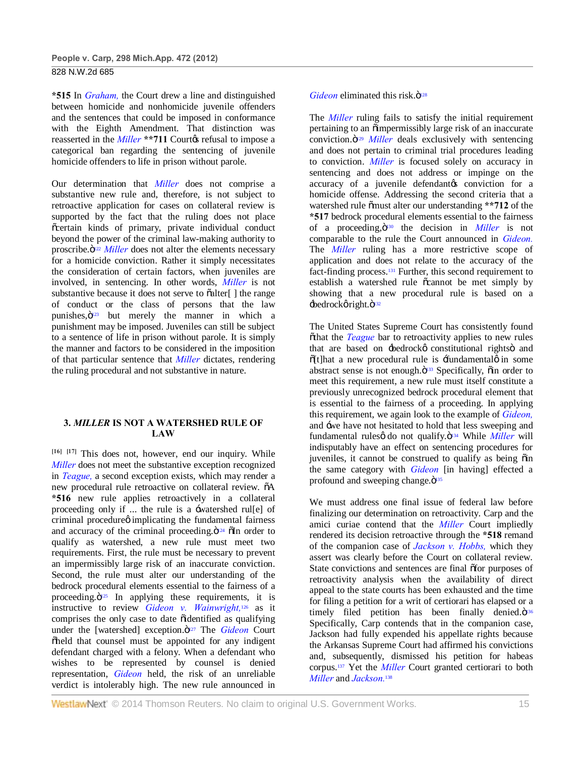**\*515** In *Graham,* the Court drew a line and distinguished between homicide and nonhomicide juvenile offenders and the sentences that could be imposed in conformance with the Eighth Amendment. That distinction was reasserted in the *Miller* **\*\*711** Court's refusal to impose a categorical ban regarding the sentencing of juvenile homicide offenders to life in prison without parole.

Our determination that *Miller* does not comprise a substantive new rule and, therefore, is not subject to retroactive application for cases on collateral review is supported by the fact that the ruling does not place "certain kinds of primary, private individual conduct beyond the power of the criminal law-making authority to proscribe."[122] *Miller* does not alter the elements necessary for a homicide conviction. Rather it simply necessitates the consideration of certain factors, when juveniles are involved, in sentencing. In other words, *Miller* is not substantive because it does not serve to "alter[ ] the range of conduct or the class of persons that the law punishes,"[123] but merely the manner in which a punishment may be imposed. Juveniles can still be subject to a sentence of life in prison without parole. It is simply the manner and factors to be considered in the imposition of that particular sentence that *Miller* dictates, rendering the ruling procedural and not substantive in nature.

### 3. *MILLER* IS NOT A WATERSHED RULE OF LAW

**[16] [17]** This does not, however, end our inquiry. While *Miller* does not meet the substantive exception recognized in *Teague,* a second exception exists, which may render a new procedural rule retroactive on collateral review. "A **\*516** new rule applies retroactively in a collateral proceeding only if ... the rule is a 'watershed rul[e] of criminal procedure' implicating the fundamental fairness and accuracy of the criminal proceeding."[124] "In order to qualify as watershed, a new rule must meet two requirements. First, the rule must be necessary to prevent an impermissibly large risk of an inaccurate conviction. Second, the rule must alter our understanding of the bedrock procedural elements essential to the fairness of a proceeding."[125] In applying these requirements, it is instructive to review *Gideon v. Wainwright,*[126] as it comprises the only case to date "identified as qualifying under the [watershed] exception."[127] The *Gideon* Court "held that counsel must be appointed for any indigent defendant charged with a felony. When a defendant who wishes to be represented by counsel is denied representation, *Gideon* held, the risk of an unreliable verdict is intolerably high. The new rule announced in *Gideon* eliminated this risk."[128]

The *Miller* ruling fails to satisfy the initial requirement pertaining to an "impermissibly large risk of an inaccurate conviction."[129] *Miller* deals exclusively with sentencing and does not pertain to criminal trial procedures leading to conviction. *Miller* is focused solely on accuracy in sentencing and does not address or impinge on the accuracy of a juvenile defendant's conviction for a homicide offense. Addressing the second criteria that a watershed rule "must alter our understanding **\*\*712** of the **\*517** bedrock procedural elements essential to the fairness of a proceeding,"[130] the decision in *Miller* is not comparable to the rule the Court announced in *Gideon.* The *Miller* ruling has a more restrictive scope of application and does not relate to the accuracy of the fact-finding process.[131] Further, this second requirement to establish a watershed rule "cannot be met simply by showing that a new procedural rule is based on a 'bedrock' right."[132]

The United States Supreme Court has consistently found "that the *Teague* bar to retroactivity applies to new rules that are based on 'bedrock' constitutional rights" and "[t]hat a new procedural rule is 'fundamental' in some abstract sense is not enough."[133] Specifically, "in order to meet this requirement, a new rule must itself constitute a previously unrecognized bedrock procedural element that is essential to the fairness of a proceeding. In applying this requirement, we again look to the example of *Gideon,* and 'we have not hesitated to hold that less sweeping and fundamental rules' do not qualify."[134] While *Miller* will indisputably have an effect on sentencing procedures for juveniles, it cannot be construed to qualify as being "in the same category with *Gideon* [in having] effected a profound and sweeping change."[135]

We must address one final issue of federal law before finalizing our determination on retroactivity. Carp and the amici curiae contend that the *Miller* Court impliedly rendered its decision retroactive through the **\*518** remand of the companion case of *Jackson v. Hobbs,* which they assert was clearly before the Court on collateral review. State convictions and sentences are final "for purposes of retroactivity analysis when the availability of direct appeal to the state courts has been exhausted and the time for filing a petition for a writ of certiorari has elapsed or a timely filed petition has been finally denied."[136] Specifically, Carp contends that in the companion case, Jackson had fully expended his appellate rights because the Arkansas Supreme Court had affirmed his convictions and, subsequently, dismissed his petition for habeas corpus.[137] Yet the *Miller* Court granted certiorari to both *Miller* and *Jackson.*[138]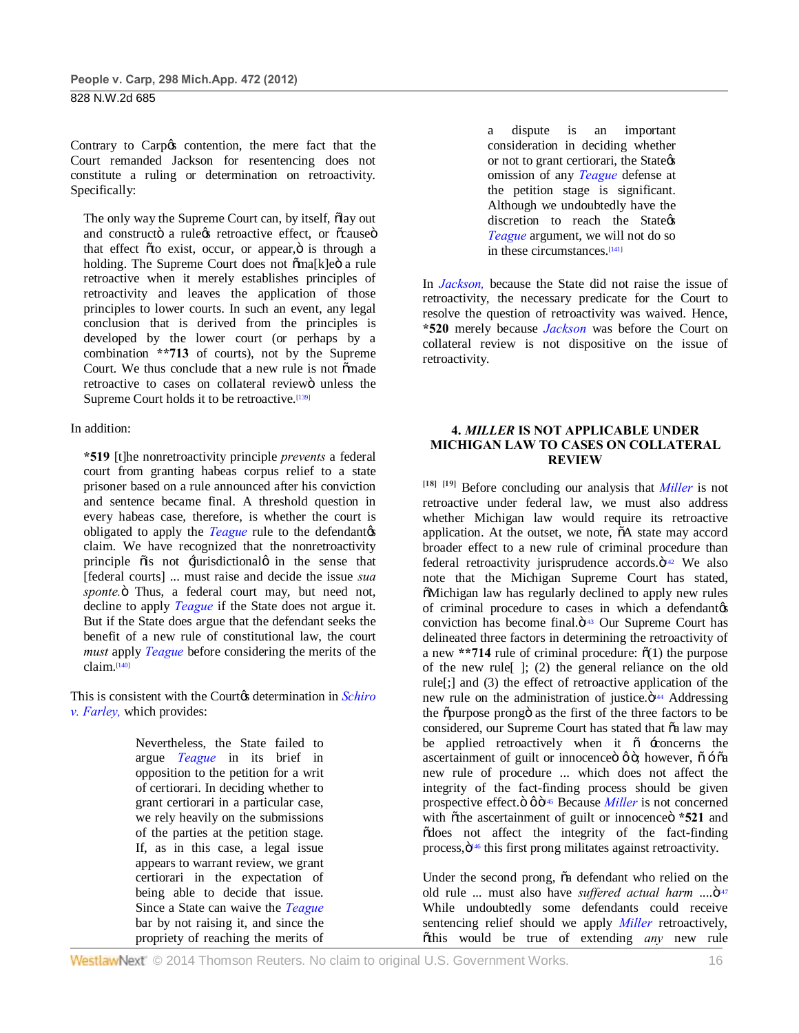Contrary to Carp's contention, the mere fact that the Court remanded Jackson for resentencing does not constitute a ruling or determination on retroactivity. Specifically:

> The only way the Supreme Court can, by itself, "lay out and construct" a rule's retroactive effect, or "cause" that effect "to exist, occur, or appear," is through a holding. The Supreme Court does not "ma[k]e" a rule retroactive when it merely establishes principles of retroactivity and leaves the application of those principles to lower courts. In such an event, any legal conclusion that is derived from the principles is developed by the lower court (or perhaps by a combination **713 of courts), not by the Supreme Court. We thus conclude that a new rule is not "made retroactive to cases on collateral review" unless the Supreme Court holds it to be retroactive.[139]

In addition:

> *519 [t]he nonretroactivity principle *prevents* a federal court from granting habeas corpus relief to a state prisoner based on a rule announced after his conviction and sentence became final. A threshold question in every habeas case, therefore, is whether the court is obligated to apply the *Teague* rule to the defendant's claim. We have recognized that the nonretroactivity principle "is not 'jurisdictional' in the sense that [federal courts] ... must raise and decide the issue *sua sponte.*" Thus, a federal court may, but need not, decline to apply *Teague* if the State does not argue it. But if the State does argue that the defendant seeks the benefit of a new rule of constitutional law, the court *must* apply *Teague* before considering the merits of the claim.[140]

This is consistent with the Court's determination in *Schiro v. Farley,* which provides:

> Nevertheless, the State failed to argue *Teague* in its brief in opposition to the petition for a writ of certiorari. In deciding whether to grant certiorari in a particular case, we rely heavily on the submissions of the parties at the petition stage. If, as in this case, a legal issue appears to warrant review, we grant certiorari in the expectation of being able to decide that issue. Since a State can waive the *Teague* bar by not raising it, and since the propriety of reaching the merits of a dispute is an important consideration in deciding whether or not to grant certiorari, the State's omission of any *Teague* defense at the petition stage is significant. Although we undoubtedly have the discretion to reach the State's *Teague* argument, we will not do so in these circumstances.[141]

In *Jackson,* because the State did not raise the issue of retroactivity, the necessary predicate for the Court to resolve the question of retroactivity was waived. Hence, *520 merely because *Jackson* was before the Court on collateral review is not dispositive on the issue of retroactivity.

## 4. *MILLER* IS NOT APPLICABLE UNDER MICHIGAN LAW TO CASES ON COLLATERAL REVIEW

[18] [19] Before concluding our analysis that *Miller* is not retroactive under federal law, we must also address whether Michigan law would require its retroactive application. At the outset, we note, "A state may accord broader effect to a new rule of criminal procedure than federal retroactivity jurisprudence accords."[142] We also note that the Michigan Supreme Court has stated, "Michigan law has regularly declined to apply new rules of criminal procedure to cases in which a defendant's conviction has become final."[143] Our Supreme Court has delineated three factors in determining the retroactivity of a new **714 rule of criminal procedure: "(1) the purpose of the new rule[ ]; (2) the general reliance on the old rule[;] and (3) the effect of retroactive application of the new rule on the administration of justice."[144] Addressing the "purpose prong" as the first of the three factors to be considered, our Supreme Court has stated that "a law may be applied retroactively when it " 'concerns the ascertainment of guilt or innocence" ' "; however, " ' "a new rule of procedure ... which does not affect the integrity of the fact-finding process should be given prospective effect." ' "[145] Because *Miller* is not concerned with "the ascertainment of guilt or innocence" *521 and "does not affect the integrity of the fact-finding process,"[146] this first prong militates against retroactivity.

Under the second prong, "a defendant who relied on the old rule ... must also have *suffered actual harm* ...."[147] While undoubtedly some defendants could receive sentencing relief should we apply *Miller* retroactively, "this would be true of extending *any* new rule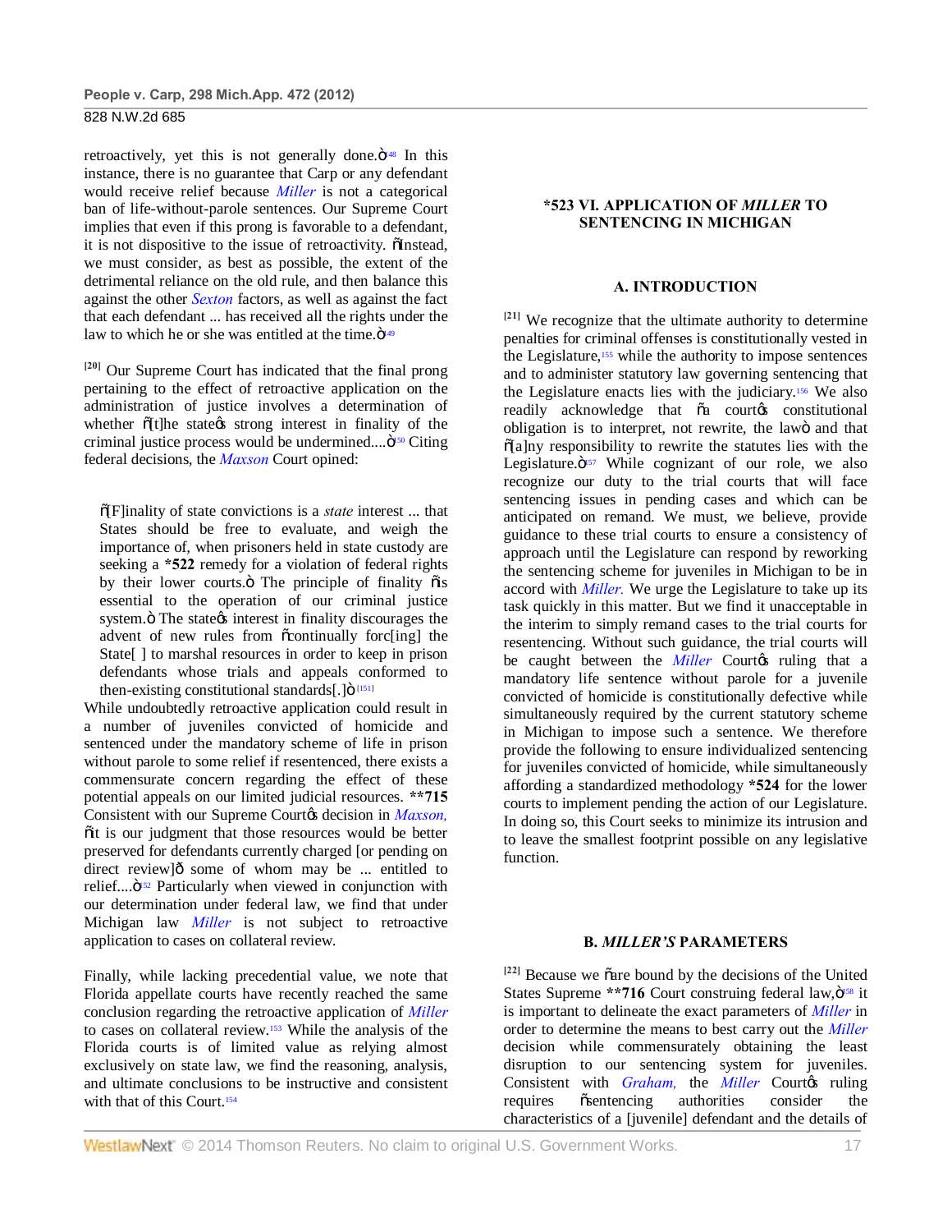retroactively, yet this is not generally done."[148] In this instance, there is no guarantee that Carp or any defendant would receive relief because *Miller* is not a categorical ban of life-without-parole sentences. Our Supreme Court implies that even if this prong is favorable to a defendant, it is not dispositive to the issue of retroactivity. "Instead, we must consider, as best as possible, the extent of the detrimental reliance on the old rule, and then balance this against the other *Sexton* factors, as well as against the fact that each defendant ... has received all the rights under the law to which he or she was entitled at the time."[149]

[20] Our Supreme Court has indicated that the final prong pertaining to the effect of retroactive application on the administration of justice involves a determination of whether "[t]he state's strong interest in finality of the criminal justice process would be undermined...."[150] Citing federal decisions, the *Maxson* Court opined:

> "[F]inality of state convictions is a *state* interest ... that States should be free to evaluate, and weigh the importance of, when prisoners held in state custody are seeking a **\*522** remedy for a violation of federal rights by their lower courts." The principle of finality "is essential to the operation of our criminal justice system." The state's interest in finality discourages the advent of new rules from "continually forc[ing] the State[ ] to marshal resources in order to keep in prison defendants whose trials and appeals conformed to then-existing constitutional standards[.]"[151]

While undoubtedly retroactive application could result in a number of juveniles convicted of homicide and sentenced under the mandatory scheme of life in prison without parole to some relief if resentenced, there exists a commensurate concern regarding the effect of these potential appeals on our limited judicial resources. **\*\*715** Consistent with our Supreme Court's decision in *Maxson,* "it is our judgment that those resources would be better preserved for defendants currently charged [or pending on direct review]—some of whom may be ... entitled to relief...."[152] Particularly when viewed in conjunction with our determination under federal law, we find that under Michigan law *Miller* is not subject to retroactive application to cases on collateral review.

Finally, while lacking precedential value, we note that Florida appellate courts have recently reached the same conclusion regarding the retroactive application of *Miller* to cases on collateral review.[153] While the analysis of the Florida courts is of limited value as relying almost exclusively on state law, we find the reasoning, analysis, and ultimate conclusions to be instructive and consistent with that of this Court.[154]

## \*523 VI. APPLICATION OF *MILLER* TO SENTENCING IN MICHIGAN

### A. INTRODUCTION

[21] We recognize that the ultimate authority to determine penalties for criminal offenses is constitutionally vested in the Legislature,[155] while the authority to impose sentences and to administer statutory law governing sentencing that the Legislature enacts lies with the judiciary.[156] We also readily acknowledge that "a court's constitutional obligation is to interpret, not rewrite, the law" and that "[a]ny responsibility to rewrite the statutes lies with the Legislature."[157] While cognizant of our role, we also recognize our duty to the trial courts that will face sentencing issues in pending cases and which can be anticipated on remand. We must, we believe, provide guidance to these trial courts to ensure a consistency of approach until the Legislature can respond by reworking the sentencing scheme for juveniles in Michigan to be in accord with *Miller.* We urge the Legislature to take up its task quickly in this matter. But we find it unacceptable in the interim to simply remand cases to the trial courts for resentencing. Without such guidance, the trial courts will be caught between the *Miller* Court's ruling that a mandatory life sentence without parole for a juvenile convicted of homicide is constitutionally defective while simultaneously required by the current statutory scheme in Michigan to impose such a sentence. We therefore provide the following to ensure individualized sentencing for juveniles convicted of homicide, while simultaneously affording a standardized methodology **\*524** for the lower courts to implement pending the action of our Legislature. In doing so, this Court seeks to minimize its intrusion and to leave the smallest footprint possible on any legislative function.

### B. *MILLER'S* PARAMETERS

[22] Because we "are bound by the decisions of the United States Supreme **\*\*716** Court construing federal law,"[158] it is important to delineate the exact parameters of *Miller* in order to determine the means to best carry out the *Miller* decision while commensurately obtaining the least disruption to our sentencing system for juveniles. Consistent with *Graham,* the *Miller* Court's ruling requires "sentencing authorities consider the characteristics of a [juvenile] defendant and the details of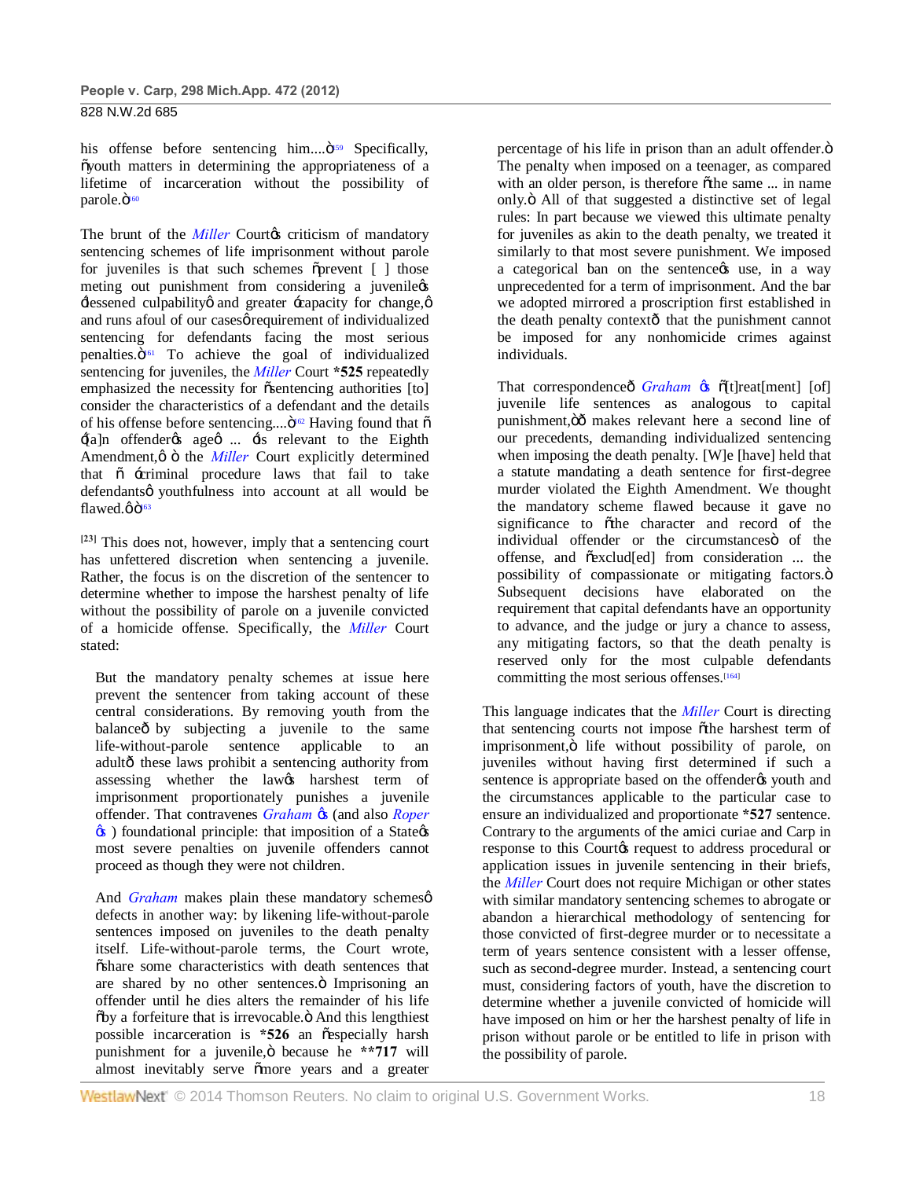his offense before sentencing him....”[59] Specifically, “youth matters in determining the appropriateness of a lifetime of incarceration without the possibility of parole.”[60]

The brunt of the *Miller* Court's criticism of mandatory sentencing schemes of life imprisonment without parole for juveniles is that such schemes “prevent [ ] those meting out punishment from considering a juvenile's ‘lessened culpability’ and greater ‘capacity for change,’ and runs afoul of our cases' requirement of individualized sentencing for defendants facing the most serious penalties.”[61] To achieve the goal of individualized sentencing for juveniles, the *Miller* Court **\*525** repeatedly emphasized the necessity for “sentencing authorities [to] consider the characteristics of a defendant and the details of his offense before sentencing....”[62] Having found that “ ‘[a]n offender's age’ ... ‘is relevant to the Eighth Amendment,’ ” the *Miller* Court explicitly determined that “ ‘criminal procedure laws that fail to take defendants' youthfulness into account at all would be flawed.’ ”[63]

**[23]** This does not, however, imply that a sentencing court has unfettered discretion when sentencing a juvenile. Rather, the focus is on the discretion of the sentencer to determine whether to impose the harshest penalty of life without the possibility of parole on a juvenile convicted of a homicide offense. Specifically, the *Miller* Court stated:

> But the mandatory penalty schemes at issue here prevent the sentencer from taking account of these central considerations. By removing youth from the balance—by subjecting a juvenile to the same life-without-parole sentence applicable to an adult—these laws prohibit a sentencing authority from assessing whether the law's harshest term of imprisonment proportionately punishes a juvenile offender. That contravenes *Graham* 's (and also *Roper* 's ) foundational principle: that imposition of a State's most severe penalties on juvenile offenders cannot proceed as though they were not children.
>
> And *Graham* makes plain these mandatory schemes' defects in another way: by likening life-without-parole sentences imposed on juveniles to the death penalty itself. Life-without-parole terms, the Court wrote, “share some characteristics with death sentences that are shared by no other sentences.” Imprisoning an offender until he dies alters the remainder of his life “by a forfeiture that is irrevocable.” And this lengthiest possible incarceration is **\*526** an “especially harsh punishment for a juvenile,” because he **\*\*717** will almost inevitably serve “more years and a greater percentage of his life in prison than an adult offender.” The penalty when imposed on a teenager, as compared with an older person, is therefore “the same ... in name only.” All of that suggested a distinctive set of legal rules: In part because we viewed this ultimate penalty for juveniles as akin to the death penalty, we treated it similarly to that most severe punishment. We imposed a categorical ban on the sentence's use, in a way unprecedented for a term of imprisonment. And the bar we adopted mirrored a proscription first established in the death penalty context—that the punishment cannot be imposed for any nonhomicide crimes against individuals.
>
> That correspondence—*Graham* 's “[t]reat[ment] [of] juvenile life sentences as analogous to capital punishment,”—makes relevant here a second line of our precedents, demanding individualized sentencing when imposing the death penalty. [W]e [have] held that a statute mandating a death sentence for first-degree murder violated the Eighth Amendment. We thought the mandatory scheme flawed because it gave no significance to “the character and record of the individual offender or the circumstances” of the offense, and “exclud[ed] from consideration ... the possibility of compassionate or mitigating factors.” Subsequent decisions have elaborated on the requirement that capital defendants have an opportunity to advance, and the judge or jury a chance to assess, any mitigating factors, so that the death penalty is reserved only for the most culpable defendants committing the most serious offenses.[164]

This language indicates that the *Miller* Court is directing that sentencing courts not impose “the harshest term of imprisonment,” life without possibility of parole, on juveniles without having first determined if such a sentence is appropriate based on the offender's youth and the circumstances applicable to the particular case to ensure an individualized and proportionate **\*527** sentence. Contrary to the arguments of the amici curiae and Carp in response to this Court's request to address procedural or application issues in juvenile sentencing in their briefs, the *Miller* Court does not require Michigan or other states with similar mandatory sentencing schemes to abrogate or abandon a hierarchical methodology of sentencing for those convicted of first-degree murder or to necessitate a term of years sentence consistent with a lesser offense, such as second-degree murder. Instead, a sentencing court must, considering factors of youth, have the discretion to determine whether a juvenile convicted of homicide will have imposed on him or her the harshest penalty of life in prison without parole or be entitled to life in prison with the possibility of parole.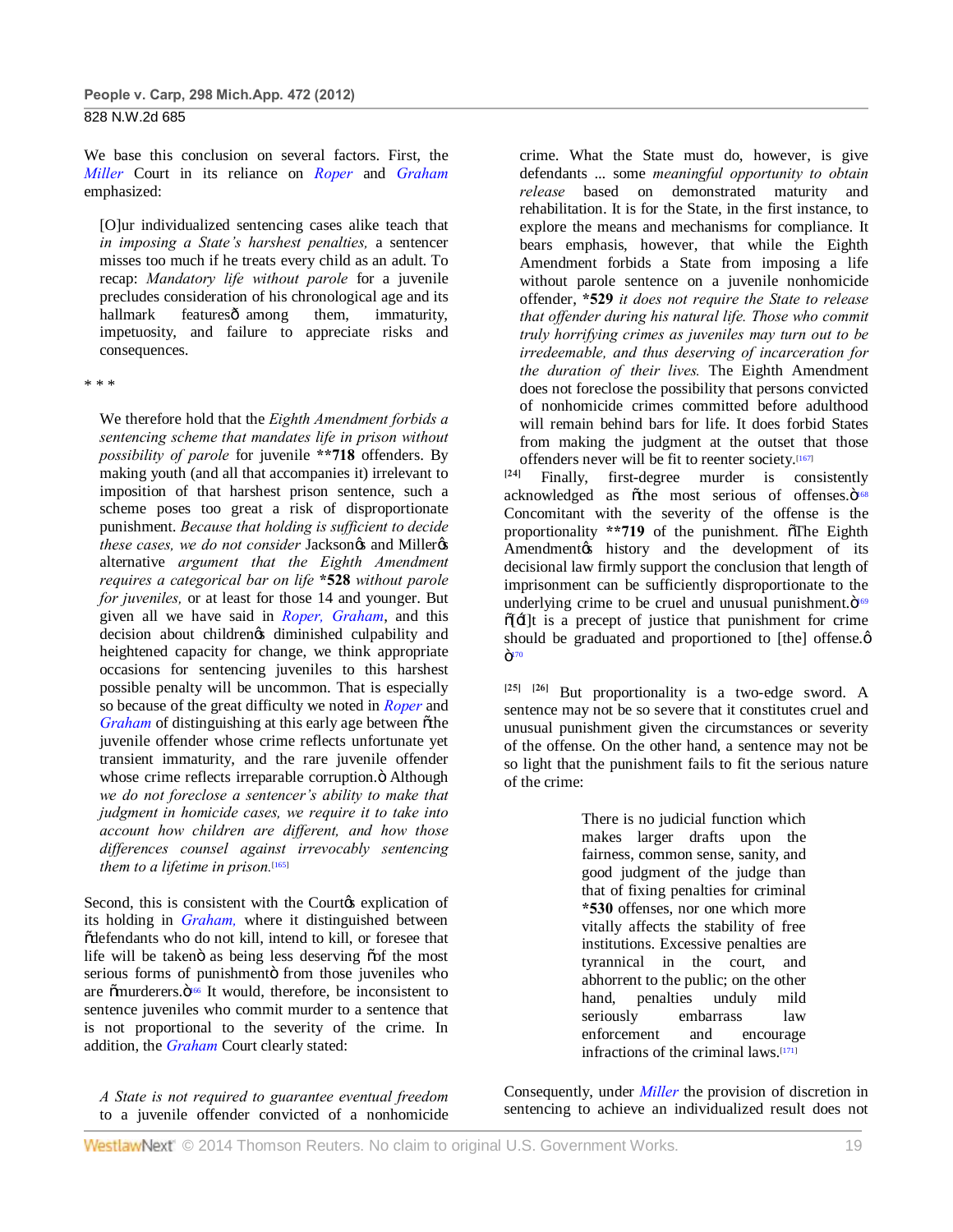We base this conclusion on several factors. First, the *Miller* Court in its reliance on *Roper* and *Graham* emphasized:

> [O]ur individualized sentencing cases alike teach that *in imposing a State's harshest penalties,* a sentencer misses too much if he treats every child as an adult. To recap: *Mandatory life without parole* for a juvenile precludes consideration of his chronological age and its hallmark features—among them, immaturity, impetuosity, and failure to appreciate risks and consequences.

* * *

> We therefore hold that the *Eighth Amendment forbids a sentencing scheme that mandates life in prison without possibility of parole* for juvenile **\*\*718** offenders. By making youth (and all that accompanies it) irrelevant to imposition of that harshest prison sentence, such a scheme poses too great a risk of disproportionate punishment. *Because that holding is sufficient to decide these cases, we do not consider* Jackson's and Miller's alternative *argument that the Eighth Amendment requires a categorical bar on life* **\*528** *without parole for juveniles,* or at least for those 14 and younger. But given all we have said in *Roper, Graham*, and this decision about children's diminished culpability and heightened capacity for change, we think appropriate occasions for sentencing juveniles to this harshest possible penalty will be uncommon. That is especially so because of the great difficulty we noted in *Roper* and *Graham* of distinguishing at this early age between "the juvenile offender whose crime reflects unfortunate yet transient immaturity, and the rare juvenile offender whose crime reflects irreparable corruption." Although *we do not foreclose a sentencer's ability to make that judgment in homicide cases, we require it to take into account how children are different, and how those differences counsel against irrevocably sentencing them to a lifetime in prison.*[165]

Second, this is consistent with the Court's explication of its holding in *Graham,* where it distinguished between "defendants who do not kill, intend to kill, or foresee that life will be taken" as being less deserving "of the most serious forms of punishment" from those juveniles who are "murderers."[166] It would, therefore, be inconsistent to sentence juveniles who commit murder to a sentence that is not proportional to the severity of the crime. In addition, the *Graham* Court clearly stated:

> *A State is not required to guarantee eventual freedom* to a juvenile offender convicted of a nonhomicide crime. What the State must do, however, is give defendants ... some *meaningful opportunity to obtain release* based on demonstrated maturity and rehabilitation. It is for the State, in the first instance, to explore the means and mechanisms for compliance. It bears emphasis, however, that while the Eighth Amendment forbids a State from imposing a life without parole sentence on a juvenile nonhomicide offender, **\*529** *it does not require the State to release that offender during his natural life. Those who commit truly horrifying crimes as juveniles may turn out to be irredeemable, and thus deserving of incarceration for the duration of their lives.* The Eighth Amendment does not foreclose the possibility that persons convicted of nonhomicide crimes committed before adulthood will remain behind bars for life. It does forbid States from making the judgment at the outset that those offenders never will be fit to reenter society.[167]

[24] Finally, first-degree murder is consistently acknowledged as "the most serious of offenses."[168] Concomitant with the severity of the offense is the proportionality **\*\*719** of the punishment. "The Eighth Amendment's history and the development of its decisional law firmly support the conclusion that length of imprisonment can be sufficiently disproportionate to the underlying crime to be cruel and unusual punishment."[169] "[I]t is a precept of justice that punishment for crime should be graduated and proportioned to [the] offense.' "[170]

[25] [26] But proportionality is a two-edge sword. A sentence may not be so severe that it constitutes cruel and unusual punishment given the circumstances or severity of the offense. On the other hand, a sentence may not be so light that the punishment fails to fit the serious nature of the crime:

> There is no judicial function which makes larger drafts upon the fairness, common sense, sanity, and good judgment of the judge than that of fixing penalties for criminal **\*530** offenses, nor one which more vitally affects the stability of free institutions. Excessive penalties are tyrannical in the court, and abhorrent to the public; on the other hand, penalties unduly mild seriously embarrass law enforcement and encourage infractions of the criminal laws.[171]

Consequently, under *Miller* the provision of discretion in sentencing to achieve an individualized result does not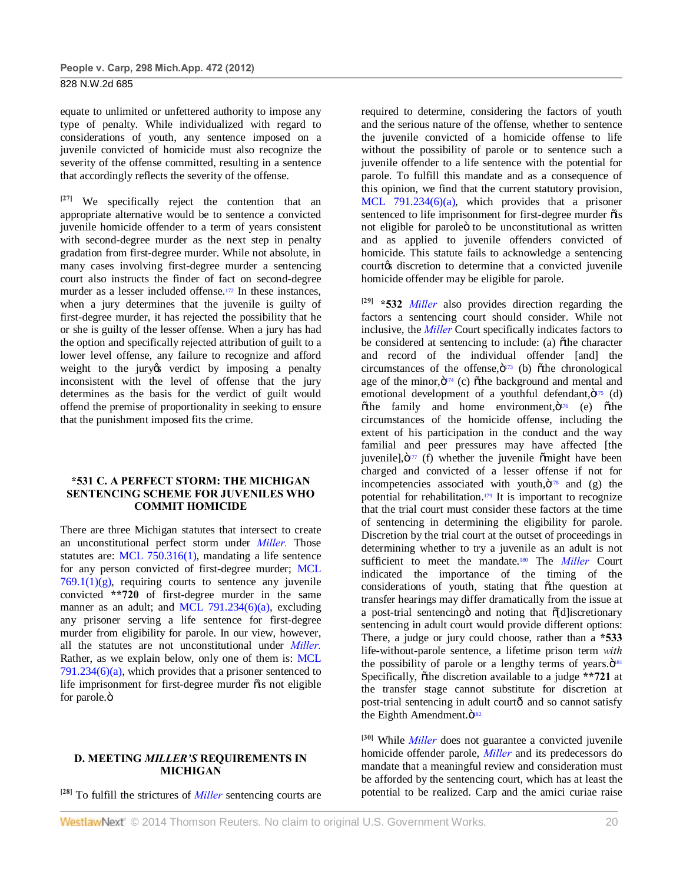equate to unlimited or unfettered authority to impose any type of penalty. While individualized with regard to considerations of youth, any sentence imposed on a juvenile convicted of homicide must also recognize the severity of the offense committed, resulting in a sentence that accordingly reflects the severity of the offense.

[27] We specifically reject the contention that an appropriate alternative would be to sentence a convicted juvenile homicide offender to a term of years consistent with second-degree murder as the next step in penalty gradation from first-degree murder. While not absolute, in many cases involving first-degree murder a sentencing court also instructs the finder of fact on second-degree murder as a lesser included offense.[172] In these instances, when a jury determines that the juvenile is guilty of first-degree murder, it has rejected the possibility that he or she is guilty of the lesser offense. When a jury has had the option and specifically rejected attribution of guilt to a lower level offense, any failure to recognize and afford weight to the jury's verdict by imposing a penalty inconsistent with the level of the offense that the jury determines as the basis for the verdict of guilt would offend the premise of proportionality in seeking to ensure that the punishment imposed fits the crime.

## *531 C. A PERFECT STORM: THE MICHIGAN SENTENCING SCHEME FOR JUVENILES WHO COMMIT HOMICIDE

There are three Michigan statutes that intersect to create an unconstitutional perfect storm under *Miller.* Those statutes are: MCL 750.316(1), mandating a life sentence for any person convicted of first-degree murder; MCL 769.1(1)(g), requiring courts to sentence any juvenile convicted **720 of first-degree murder in the same manner as an adult; and MCL 791.234(6)(a), excluding any prisoner serving a life sentence for first-degree murder from eligibility for parole. In our view, however, all the statutes are not unconstitutional under *Miller.* Rather, as we explain below, only one of them is: MCL 791.234(6)(a), which provides that a prisoner sentenced to life imprisonment for first-degree murder "is not eligible for parole."

## D. MEETING *MILLER'S* REQUIREMENTS IN MICHIGAN

[28] To fulfill the strictures of *Miller* sentencing courts are required to determine, considering the factors of youth and the serious nature of the offense, whether to sentence the juvenile convicted of a homicide offense to life without the possibility of parole or to sentence such a juvenile offender to a life sentence with the potential for parole. To fulfill this mandate and as a consequence of this opinion, we find that the current statutory provision, MCL 791.234(6)(a), which provides that a prisoner sentenced to life imprisonment for first-degree murder "is not eligible for parole" to be unconstitutional as written and as applied to juvenile offenders convicted of homicide. This statute fails to acknowledge a sentencing court's discretion to determine that a convicted juvenile homicide offender may be eligible for parole.

[29] **\*532** *Miller* also provides direction regarding the factors a sentencing court should consider. While not inclusive, the *Miller* Court specifically indicates factors to be considered at sentencing to include: (a) "the character and record of the individual offender [and] the circumstances of the offense,"[173] (b) "the chronological age of the minor,"[174] (c) "the background and mental and emotional development of a youthful defendant,"[175] (d) "the family and home environment,"[176] (e) "the circumstances of the homicide offense, including the extent of his participation in the conduct and the way familial and peer pressures may have affected [the juvenile],"[177] (f) whether the juvenile "might have been charged and convicted of a lesser offense if not for incompetencies associated with youth,"[178] and (g) the potential for rehabilitation.[179] It is important to recognize that the trial court must consider these factors at the time of sentencing in determining the eligibility for parole. Discretion by the trial court at the outset of proceedings in determining whether to try a juvenile as an adult is not sufficient to meet the mandate.[180] The *Miller* Court indicated the importance of the timing of the considerations of youth, stating that "the question at transfer hearings may differ dramatically from the issue at a post-trial sentencing" and noting that "[d]iscretionary sentencing in adult court would provide different options: There, a judge or jury could choose, rather than a **\*533** life-without-parole sentence, a lifetime prison term *with* the possibility of parole or a lengthy terms of years."[181] Specifically, "the discretion available to a judge **721 at the transfer stage cannot substitute for discretion at post-trial sentencing in adult court—and so cannot satisfy the Eighth Amendment."[182]

[30] While *Miller* does not guarantee a convicted juvenile homicide offender parole, *Miller* and its predecessors do mandate that a meaningful review and consideration must be afforded by the sentencing court, which has at least the potential to be realized. Carp and the amici curiae raise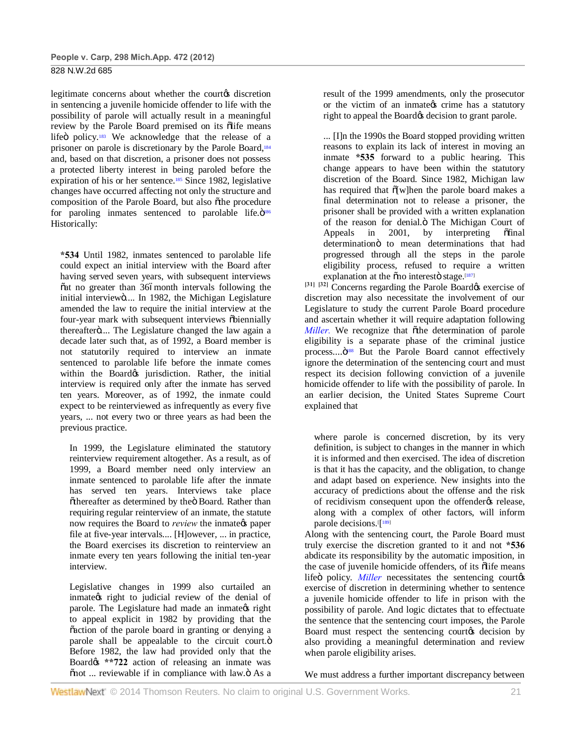legitimate concerns about whether the court's discretion in sentencing a juvenile homicide offender to life with the possibility of parole will actually result in a meaningful review by the Parole Board premised on its "life means life" policy.[183] We acknowledge that the release of a prisoner on parole is discretionary by the Parole Board,[184] and, based on that discretion, a prisoner does not possess a protected liberty interest in being paroled before the expiration of his or her sentence.[185] Since 1982, legislative changes have occurred affecting not only the structure and composition of the Parole Board, but also "the procedure for paroling inmates sentenced to parolable life."[186] Historically:

> **\*534** Until 1982, inmates sentenced to parolable life could expect an initial interview with the Board after having served seven years, with subsequent interviews "at no greater than 36–month intervals following the initial interview".... In 1982, the Michigan Legislature amended the law to require the initial interview at the four-year mark with subsequent interviews "biennially thereafter".... The Legislature changed the law again a decade later such that, as of 1992, a Board member is not statutorily required to interview an inmate sentenced to parolable life before the inmate comes within the Board's jurisdiction. Rather, the initial interview is required only after the inmate has served ten years. Moreover, as of 1992, the inmate could expect to be reinterviewed as infrequently as every five years, ... not every two or three years as had been the previous practice.
>
> In 1999, the Legislature eliminated the statutory reinterview requirement altogether. As a result, as of 1999, a Board member need only interview an inmate sentenced to parolable life after the inmate has served ten years. Interviews take place "thereafter as determined by the" Board. Rather than requiring regular reinterview of an inmate, the statute now requires the Board to *review* the inmate's paper file at five-year intervals.... [H]owever, ... in practice, the Board exercises its discretion to reinterview an inmate every ten years following the initial ten-year interview.
>
> Legislative changes in 1999 also curtailed an inmate's right to judicial review of the denial of parole. The Legislature had made an inmate's right to appeal explicit in 1982 by providing that the "action of the parole board in granting or denying a parole shall be appealable to the circuit court." Before 1982, the law had provided only that the Board's **\*\*722** action of releasing an inmate was "not ... reviewable if in compliance with law." As a result of the 1999 amendments, only the prosecutor or the victim of an inmate's crime has a statutory right to appeal the Board's decision to grant parole.
>
> ... [I]n the 1990s the Board stopped providing written reasons to explain its lack of interest in moving an inmate **\*535** forward to a public hearing. This change appears to have been within the statutory discretion of the Board. Since 1982, Michigan law has required that "[w]hen the parole board makes a final determination not to release a prisoner, the prisoner shall be provided with a written explanation of the reason for denial." The Michigan Court of Appeals in 2001, by interpreting "final determination" to mean determinations that had progressed through all the steps in the parole eligibility process, refused to require a written explanation at the "no interest" stage.[187]

**[31] [32]** Concerns regarding the Parole Board's exercise of discretion may also necessitate the involvement of our Legislature to study the current Parole Board procedure and ascertain whether it will require adaptation following *Miller.* We recognize that "the determination of parole eligibility is a separate phase of the criminal justice process...."[188] But the Parole Board cannot effectively ignore the determination of the sentencing court and must respect its decision following conviction of a juvenile homicide offender to life with the possibility of parole. In an earlier decision, the United States Supreme Court explained that

> where parole is concerned discretion, by its very definition, is subject to changes in the manner in which it is informed and then exercised. The idea of discretion is that it has the capacity, and the obligation, to change and adapt based on experience. New insights into the accuracy of predictions about the offense and the risk of recidivism consequent upon the offender's release, along with a complex of other factors, will inform parole decisions.[189]

Along with the sentencing court, the Parole Board must truly exercise the discretion granted to it and not **\*536** abdicate its responsibility by the automatic imposition, in the case of juvenile homicide offenders, of its "life means life" policy. *Miller* necessitates the sentencing court's exercise of discretion in determining whether to sentence a juvenile homicide offender to life in prison with the possibility of parole. And logic dictates that to effectuate the sentence that the sentencing court imposes, the Parole Board must respect the sentencing court's decision by also providing a meaningful determination and review when parole eligibility arises.

We must address a further important discrepancy between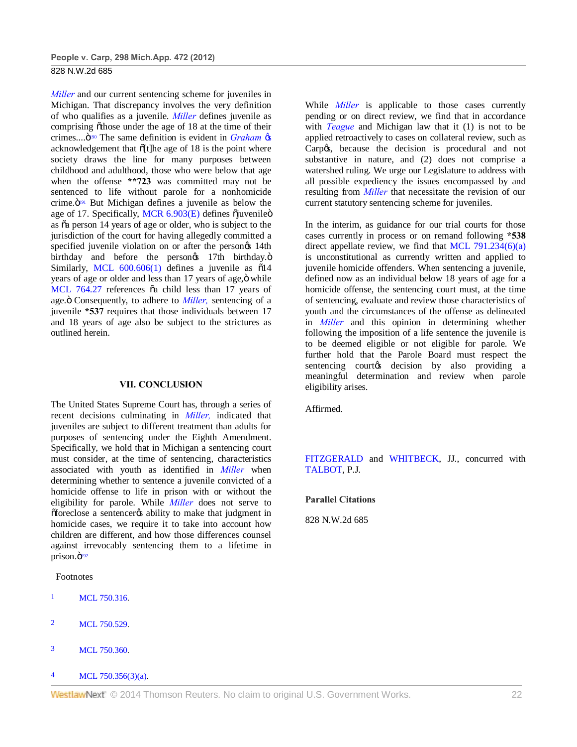*Miller* and our current sentencing scheme for juveniles in Michigan. That discrepancy involves the very definition of who qualifies as a juvenile. *Miller* defines juvenile as comprising "those under the age of 18 at the time of their crimes...."[90] The same definition is evident in *Graham* 's acknowledgement that "[t]he age of 18 is the point where society draws the line for many purposes between childhood and adulthood, those who were below that age when the offense **723 was committed may not be sentenced to life without parole for a nonhomicide crime."[91] But Michigan defines a juvenile as below the age of 17. Specifically, MCR 6.903(E) defines "juvenile" as "a person 14 years of age or older, who is subject to the jurisdiction of the court for having allegedly committed a specified juvenile violation on or after the person's 14th birthday and before the person's 17th birthday." Similarly, MCL 600.606(1) defines a juvenile as "14 years of age or older and less than 17 years of age," while MCL 764.27 references "a child less than 17 years of age." Consequently, to adhere to *Miller,* sentencing of a juvenile *537 requires that those individuals between 17 and 18 years of age also be subject to the strictures as outlined herein.

## VII. CONCLUSION

The United States Supreme Court has, through a series of recent decisions culminating in *Miller,* indicated that juveniles are subject to different treatment than adults for purposes of sentencing under the Eighth Amendment. Specifically, we hold that in Michigan a sentencing court must consider, at the time of sentencing, characteristics associated with youth as identified in *Miller* when determining whether to sentence a juvenile convicted of a homicide offense to life in prison with or without the eligibility for parole. While *Miller* does not serve to "foreclose a sentencer's ability to make that judgment in homicide cases, we require it to take into account how children are different, and how those differences counsel against irrevocably sentencing them to a lifetime in prison."[92]

While *Miller* is applicable to those cases currently pending or on direct review, we find that in accordance with *Teague* and Michigan law that it (1) is not to be applied retroactively to cases on collateral review, such as Carp's, because the decision is procedural and not substantive in nature, and (2) does not comprise a watershed ruling. We urge our Legislature to address with all possible expediency the issues encompassed by and resulting from *Miller* that necessitate the revision of our current statutory sentencing scheme for juveniles.

In the interim, as guidance for our trial courts for those cases currently in process or on remand following *538 direct appellate review, we find that MCL 791.234(6)(a) is unconstitutional as currently written and applied to juvenile homicide offenders. When sentencing a juvenile, defined now as an individual below 18 years of age for a homicide offense, the sentencing court must, at the time of sentencing, evaluate and review those characteristics of youth and the circumstances of the offense as delineated in *Miller* and this opinion in determining whether following the imposition of a life sentence the juvenile is to be deemed eligible or not eligible for parole. We further hold that the Parole Board must respect the sentencing court's decision by also providing a meaningful determination and review when parole eligibility arises.

Affirmed.

FITZGERALD and WHITBECK, JJ., concurred with TALBOT, P.J.

**Parallel Citations**

828 N.W.2d 685

Footnotes

1 MCL 750.316.

2 MCL 750.529.

3 MCL 750.360.

4 MCL 750.356(3)(a).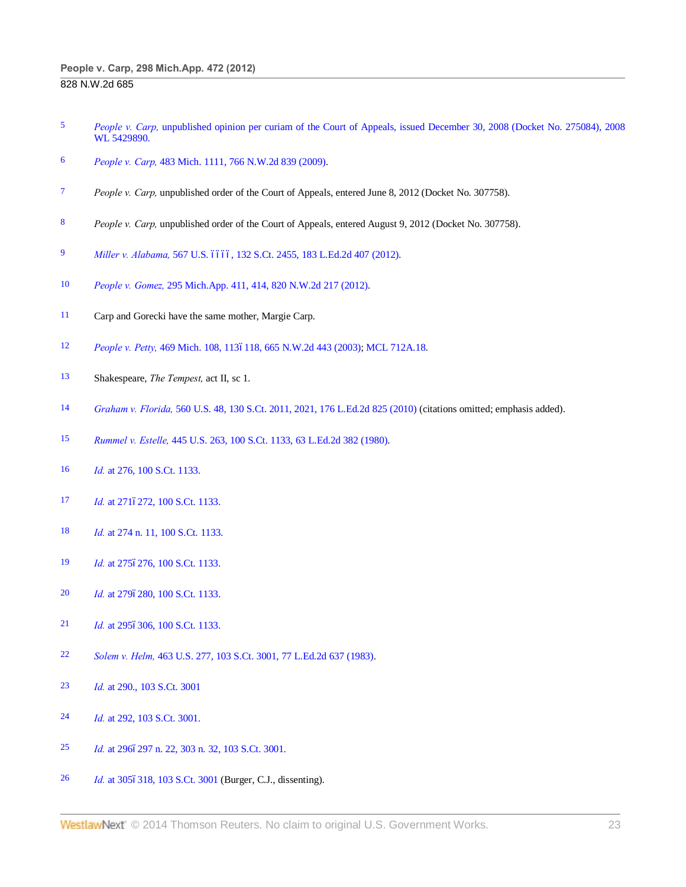5 *People v. Carp,* unpublished opinion per curiam of the Court of Appeals, issued December 30, 2008 (Docket No. 275084), 2008 WL 5429890.

6 *People v. Carp,* 483 Mich. 1111, 766 N.W.2d 839 (2009).

7 *People v. Carp,* unpublished order of the Court of Appeals, entered June 8, 2012 (Docket No. 307758).

8 *People v. Carp,* unpublished order of the Court of Appeals, entered August 9, 2012 (Docket No. 307758).

9 *Miller v. Alabama,* 567 U.S. ––––, 132 S.Ct. 2455, 183 L.Ed.2d 407 (2012).

10 *People v. Gomez,* 295 Mich.App. 411, 414, 820 N.W.2d 217 (2012).

11 Carp and Gorecki have the same mother, Margie Carp.

12 *People v. Petty,* 469 Mich. 108, 113–118, 665 N.W.2d 443 (2003); MCL 712A.18.

13 Shakespeare, *The Tempest,* act II, sc 1.

14 *Graham v. Florida,* 560 U.S. 48, 130 S.Ct. 2011, 2021, 176 L.Ed.2d 825 (2010) (citations omitted; emphasis added).

15 *Rummel v. Estelle,* 445 U.S. 263, 100 S.Ct. 1133, 63 L.Ed.2d 382 (1980).

16 *Id.* at 276, 100 S.Ct. 1133.

17 *Id.* at 271–272, 100 S.Ct. 1133.

18 *Id.* at 274 n. 11, 100 S.Ct. 1133.

19 *Id.* at 275–276, 100 S.Ct. 1133.

20 *Id.* at 279–280, 100 S.Ct. 1133.

21 *Id.* at 295–306, 100 S.Ct. 1133.

22 *Solem v. Helm,* 463 U.S. 277, 103 S.Ct. 3001, 77 L.Ed.2d 637 (1983).

23 *Id.* at 290., 103 S.Ct. 3001

24 *Id.* at 292, 103 S.Ct. 3001.

25 *Id.* at 296–297 n. 22, 303 n. 32, 103 S.Ct. 3001.

26 *Id.* at 305–318, 103 S.Ct. 3001 (Burger, C.J., dissenting).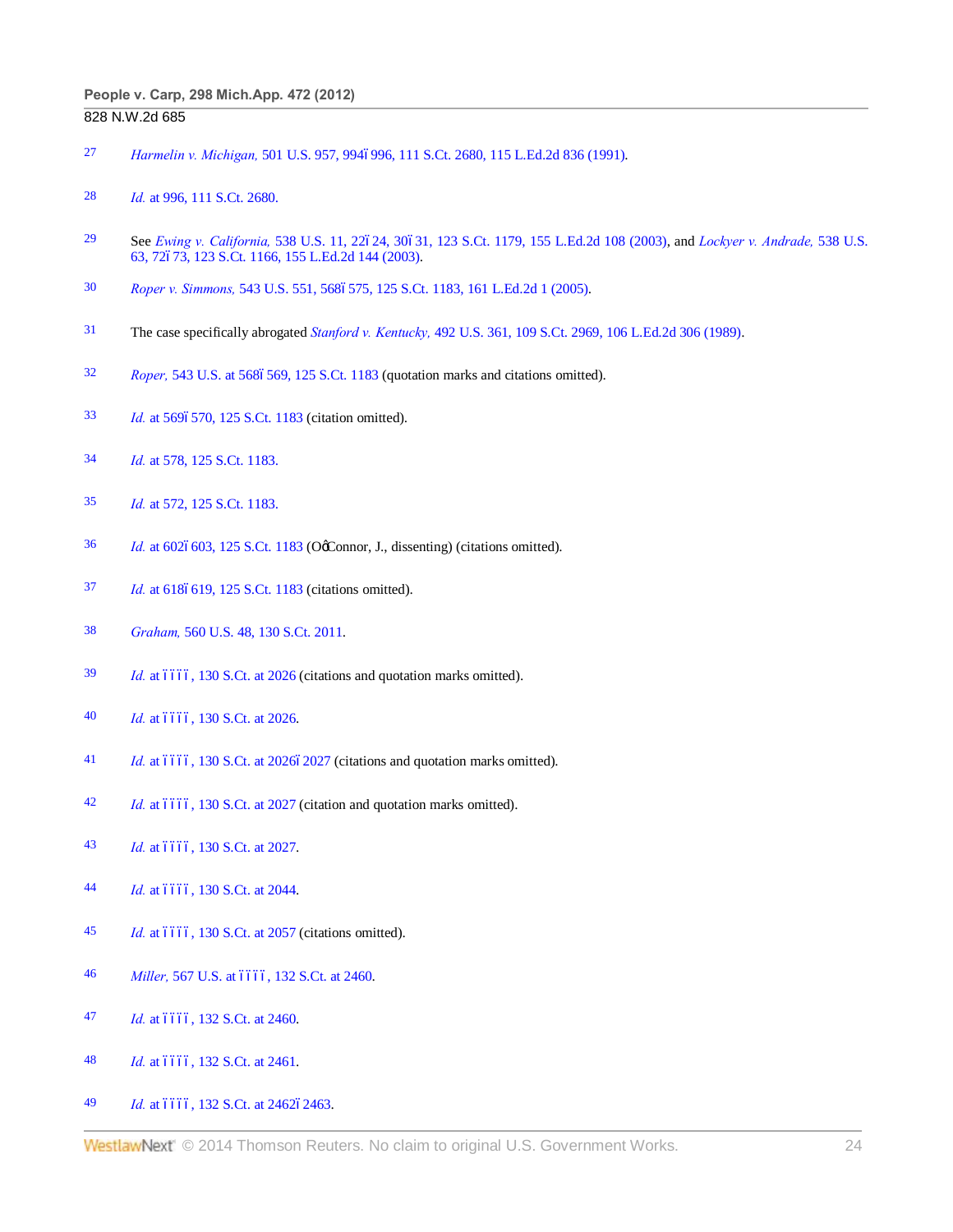27 *Harmelin v. Michigan,* 501 U.S. 957, 994–996, 111 S.Ct. 2680, 115 L.Ed.2d 836 (1991).

28 *Id.* at 996, 111 S.Ct. 2680.

29 See *Ewing v. California,* 538 U.S. 11, 22–24, 30–31, 123 S.Ct. 1179, 155 L.Ed.2d 108 (2003), and *Lockyer v. Andrade,* 538 U.S. 63, 72–73, 123 S.Ct. 1166, 155 L.Ed.2d 144 (2003).

30 *Roper v. Simmons,* 543 U.S. 551, 568–575, 125 S.Ct. 1183, 161 L.Ed.2d 1 (2005).

31 The case specifically abrogated *Stanford v. Kentucky,* 492 U.S. 361, 109 S.Ct. 2969, 106 L.Ed.2d 306 (1989).

32 *Roper,* 543 U.S. at 568–569, 125 S.Ct. 1183 (quotation marks and citations omitted).

33 *Id.* at 569–570, 125 S.Ct. 1183 (citation omitted).

34 *Id.* at 578, 125 S.Ct. 1183.

35 *Id.* at 572, 125 S.Ct. 1183.

36 *Id.* at 602–603, 125 S.Ct. 1183 (O'Connor, J., dissenting) (citations omitted).

37 *Id.* at 618–619, 125 S.Ct. 1183 (citations omitted).

38 *Graham,* 560 U.S. 48, 130 S.Ct. 2011.

39 *Id.* at ––––, 130 S.Ct. at 2026 (citations and quotation marks omitted).

40 *Id.* at ––––, 130 S.Ct. at 2026.

41 *Id.* at ––––, 130 S.Ct. at 2026–2027 (citations and quotation marks omitted).

42 *Id.* at ––––, 130 S.Ct. at 2027 (citation and quotation marks omitted).

43 *Id.* at ––––, 130 S.Ct. at 2027.

44 *Id.* at ––––, 130 S.Ct. at 2044.

45 *Id.* at ––––, 130 S.Ct. at 2057 (citations omitted).

46 *Miller,* 567 U.S. at ––––, 132 S.Ct. at 2460.

47 *Id.* at ––––, 132 S.Ct. at 2460.

48 *Id.* at ––––, 132 S.Ct. at 2461.

49 *Id.* at ––––, 132 S.Ct. at 2462–2463.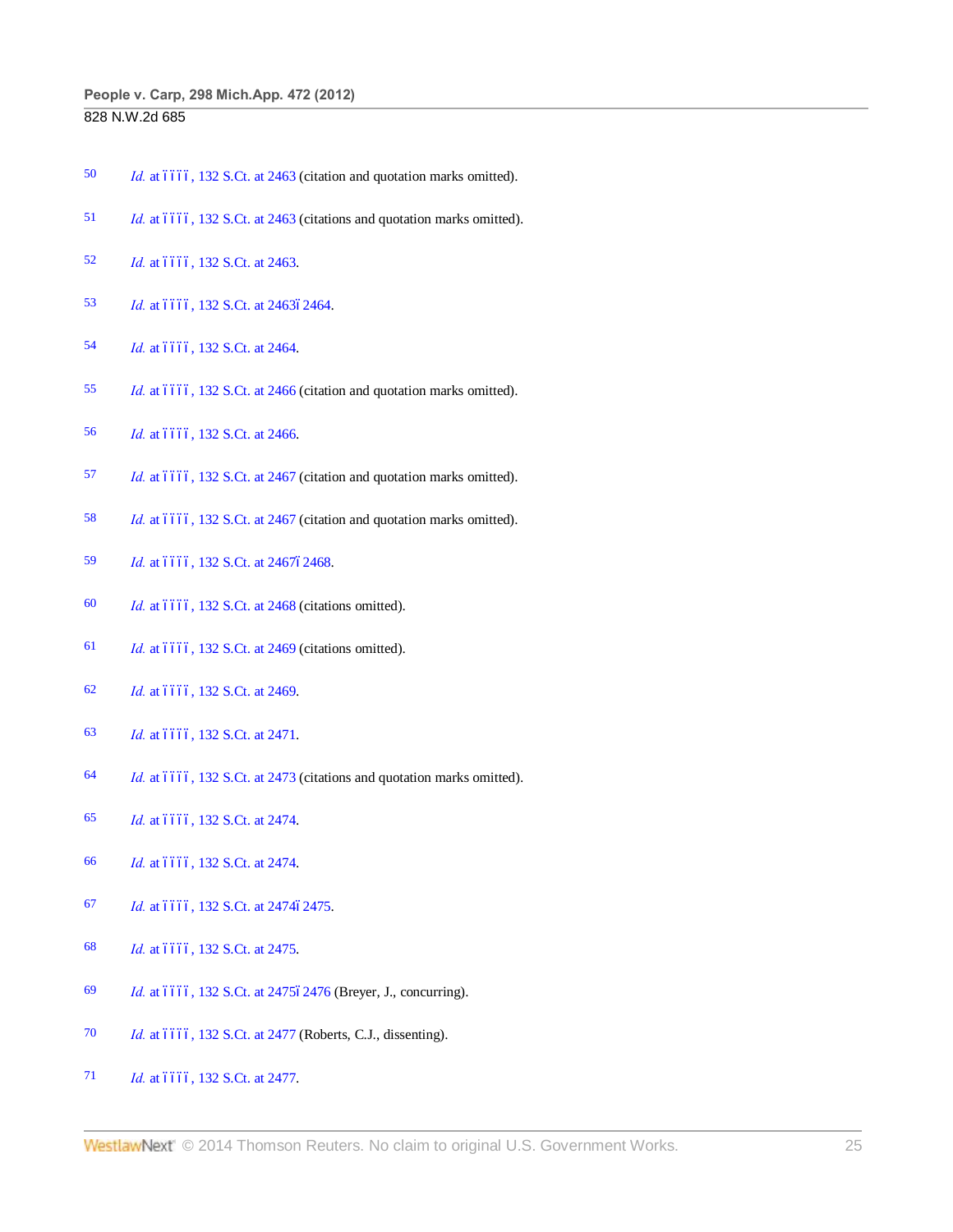50 *Id.* at ïïïï, 132 S.Ct. at 2463 (citation and quotation marks omitted).

51 *Id.* at ïïïï, 132 S.Ct. at 2463 (citations and quotation marks omitted).

52 *Id.* at ïïïï, 132 S.Ct. at 2463.

53 *Id.* at ïïïï, 132 S.Ct. at 2463ï2464.

54 *Id.* at ïïïï, 132 S.Ct. at 2464.

55 *Id.* at ïïïï, 132 S.Ct. at 2466 (citation and quotation marks omitted).

56 *Id.* at ïïïï, 132 S.Ct. at 2466.

57 *Id.* at ïïïï, 132 S.Ct. at 2467 (citation and quotation marks omitted).

58 *Id.* at ïïïï, 132 S.Ct. at 2467 (citation and quotation marks omitted).

59 *Id.* at ïïïï, 132 S.Ct. at 2467ï2468.

60 *Id.* at ïïïï, 132 S.Ct. at 2468 (citations omitted).

61 *Id.* at ïïïï, 132 S.Ct. at 2469 (citations omitted).

62 *Id.* at ïïïï, 132 S.Ct. at 2469.

63 *Id.* at ïïïï, 132 S.Ct. at 2471.

64 *Id.* at ïïïï, 132 S.Ct. at 2473 (citations and quotation marks omitted).

65 *Id.* at ïïïï, 132 S.Ct. at 2474.

66 *Id.* at ïïïï, 132 S.Ct. at 2474.

67 *Id.* at ïïïï, 132 S.Ct. at 2474ï2475.

68 *Id.* at ïïïï, 132 S.Ct. at 2475.

69 *Id.* at ïïïï, 132 S.Ct. at 2475ï2476 (Breyer, J., concurring).

70 *Id.* at ïïïï, 132 S.Ct. at 2477 (Roberts, C.J., dissenting).

71 *Id.* at ïïïï, 132 S.Ct. at 2477.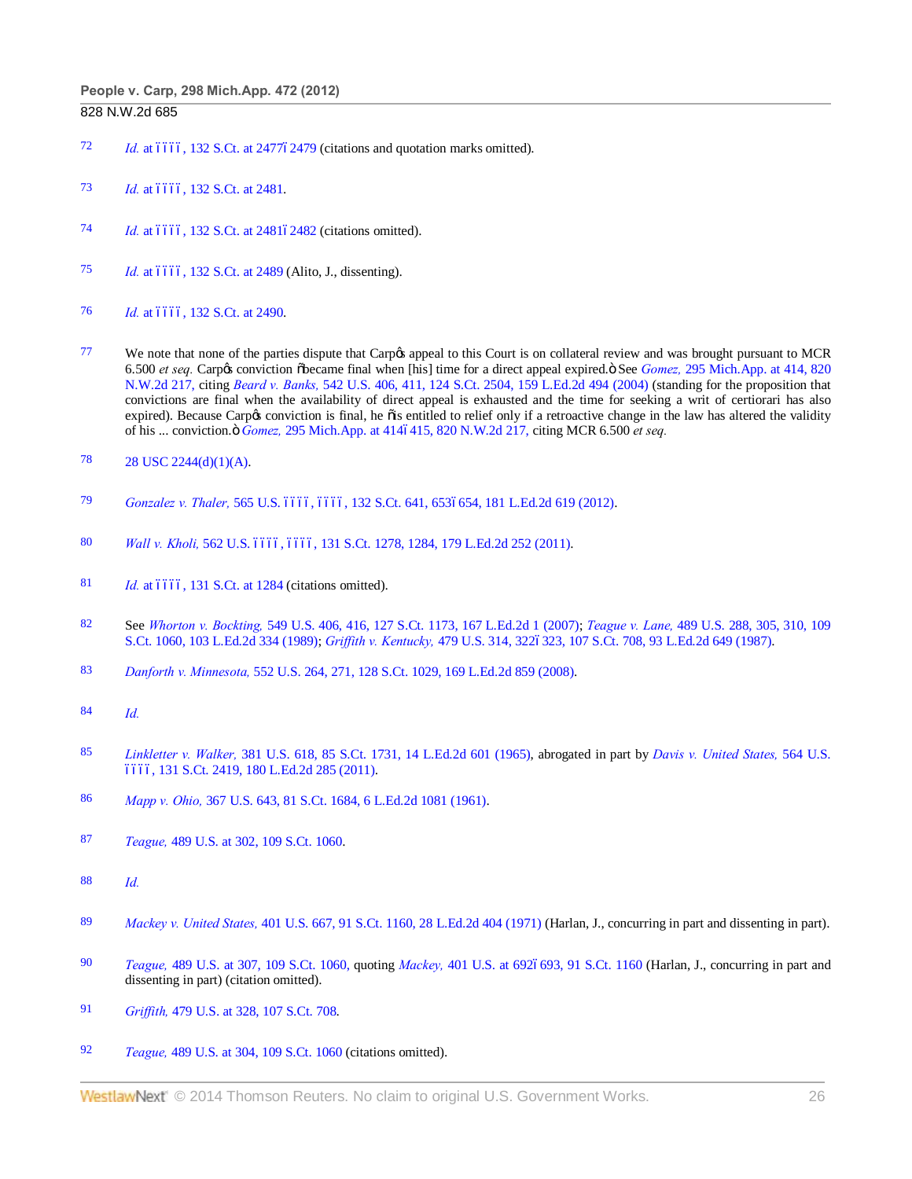72 *Id.* at ––––, 132 S.Ct. at 2477–2479 (citations and quotation marks omitted).

73 *Id.* at ––––, 132 S.Ct. at 2481.

74 *Id.* at ––––, 132 S.Ct. at 2481–2482 (citations omitted).

75 *Id.* at ––––, 132 S.Ct. at 2489 (Alito, J., dissenting).

76 *Id.* at ––––, 132 S.Ct. at 2490.

77 We note that none of the parties dispute that Carp's appeal to this Court is on collateral review and was brought pursuant to MCR 6.500 *et seq.* Carp's conviction "became final when [his] time for a direct appeal expired." See *Gomez,* 295 Mich.App. at 414, 820 N.W.2d 217, citing *Beard v. Banks,* 542 U.S. 406, 411, 124 S.Ct. 2504, 159 L.Ed.2d 494 (2004) (standing for the proposition that convictions are final when the availability of direct appeal is exhausted and the time for seeking a writ of certiorari has also expired). Because Carp's conviction is final, he "is entitled to relief only if a retroactive change in the law has altered the validity of his ... conviction." *Gomez,* 295 Mich.App. at 414–415, 820 N.W.2d 217, citing MCR 6.500 *et seq.*

78 28 USC 2244(d)(1)(A).

79 *Gonzalez v. Thaler,* 565 U.S. ––––, ––––, 132 S.Ct. 641, 653–654, 181 L.Ed.2d 619 (2012).

80 *Wall v. Kholi,* 562 U.S. ––––, ––––, 131 S.Ct. 1278, 1284, 179 L.Ed.2d 252 (2011).

81 *Id.* at ––––, 131 S.Ct. at 1284 (citations omitted).

82 See *Whorton v. Bockting,* 549 U.S. 406, 416, 127 S.Ct. 1173, 167 L.Ed.2d 1 (2007); *Teague v. Lane,* 489 U.S. 288, 305, 310, 109 S.Ct. 1060, 103 L.Ed.2d 334 (1989); *Griffith v. Kentucky,* 479 U.S. 314, 322–323, 107 S.Ct. 708, 93 L.Ed.2d 649 (1987).

83 *Danforth v. Minnesota,* 552 U.S. 264, 271, 128 S.Ct. 1029, 169 L.Ed.2d 859 (2008).

84 *Id.*

85 *Linkletter v. Walker,* 381 U.S. 618, 85 S.Ct. 1731, 14 L.Ed.2d 601 (1965), abrogated in part by *Davis v. United States,* 564 U.S. ––––, 131 S.Ct. 2419, 180 L.Ed.2d 285 (2011).

86 *Mapp v. Ohio,* 367 U.S. 643, 81 S.Ct. 1684, 6 L.Ed.2d 1081 (1961).

87 *Teague,* 489 U.S. at 302, 109 S.Ct. 1060.

88 *Id.*

89 *Mackey v. United States,* 401 U.S. 667, 91 S.Ct. 1160, 28 L.Ed.2d 404 (1971) (Harlan, J., concurring in part and dissenting in part).

90 *Teague,* 489 U.S. at 307, 109 S.Ct. 1060, quoting *Mackey,* 401 U.S. at 692–693, 91 S.Ct. 1160 (Harlan, J., concurring in part and dissenting in part) (citation omitted).

91 *Griffith,* 479 U.S. at 328, 107 S.Ct. 708.

92 *Teague,* 489 U.S. at 304, 109 S.Ct. 1060 (citations omitted).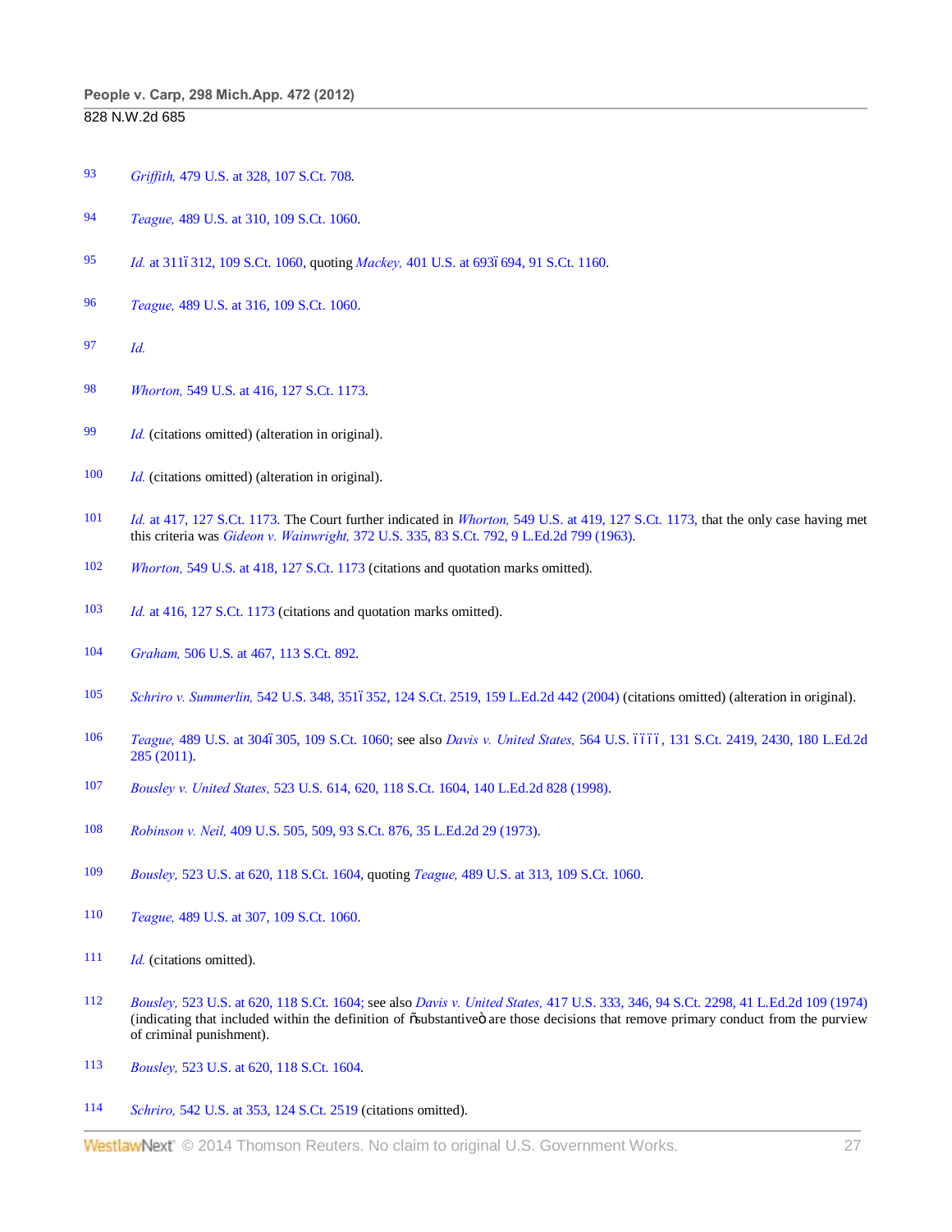93 *Griffith,* 479 U.S. at 328, 107 S.Ct. 708.

94 *Teague,* 489 U.S. at 310, 109 S.Ct. 1060.

95 *Id.* at 311ï312, 109 S.Ct. 1060, quoting *Mackey,* 401 U.S. at 693ï694, 91 S.Ct. 1160.

96 *Teague,* 489 U.S. at 316, 109 S.Ct. 1060.

97 *Id.*

98 *Whorton,* 549 U.S. at 416, 127 S.Ct. 1173.

99 *Id.* (citations omitted) (alteration in original).

100 *Id.* (citations omitted) (alteration in original).

101 *Id.* at 417, 127 S.Ct. 1173. The Court further indicated in *Whorton,* 549 U.S. at 419, 127 S.Ct. 1173, that the only case having met this criteria was *Gideon v. Wainwright,* 372 U.S. 335, 83 S.Ct. 792, 9 L.Ed.2d 799 (1963).

102 *Whorton,* 549 U.S. at 418, 127 S.Ct. 1173 (citations and quotation marks omitted).

103 *Id.* at 416, 127 S.Ct. 1173 (citations and quotation marks omitted).

104 *Graham,* 506 U.S. at 467, 113 S.Ct. 892.

105 *Schriro v. Summerlin,* 542 U.S. 348, 351ï352, 124 S.Ct. 2519, 159 L.Ed.2d 442 (2004) (citations omitted) (alteration in original).

106 *Teague,* 489 U.S. at 304ï305, 109 S.Ct. 1060; see also *Davis v. United States,* 564 U.S. ïïïï, 131 S.Ct. 2419, 2430, 180 L.Ed.2d 285 (2011).

107 *Bousley v. United States,* 523 U.S. 614, 620, 118 S.Ct. 1604, 140 L.Ed.2d 828 (1998).

108 *Robinson v. Neil,* 409 U.S. 505, 509, 93 S.Ct. 876, 35 L.Ed.2d 29 (1973).

109 *Bousley,* 523 U.S. at 620, 118 S.Ct. 1604, quoting *Teague,* 489 U.S. at 313, 109 S.Ct. 1060.

110 *Teague,* 489 U.S. at 307, 109 S.Ct. 1060.

111 *Id.* (citations omitted).

112 *Bousley,* 523 U.S. at 620, 118 S.Ct. 1604; see also *Davis v. United States,* 417 U.S. 333, 346, 94 S.Ct. 2298, 41 L.Ed.2d 109 (1974) (indicating that included within the definition of õsubstantiveö are those decisions that remove primary conduct from the purview of criminal punishment).

113 *Bousley,* 523 U.S. at 620, 118 S.Ct. 1604.

114 *Schriro,* 542 U.S. at 353, 124 S.Ct. 2519 (citations omitted).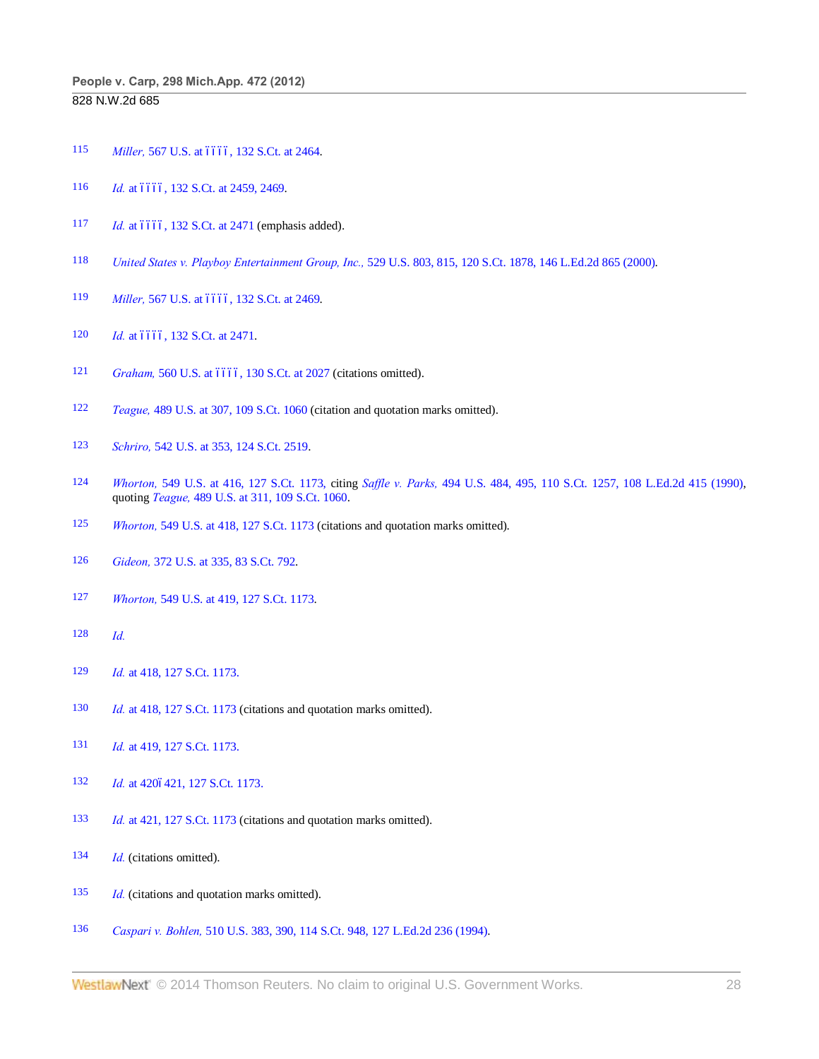115 *Miller,* 567 U.S. at ––––, 132 S.Ct. at 2464.

116 *Id.* at ––––, 132 S.Ct. at 2459, 2469.

117 *Id.* at ––––, 132 S.Ct. at 2471 (emphasis added).

118 *United States v. Playboy Entertainment Group, Inc.,* 529 U.S. 803, 815, 120 S.Ct. 1878, 146 L.Ed.2d 865 (2000).

119 *Miller,* 567 U.S. at ––––, 132 S.Ct. at 2469.

120 *Id.* at ––––, 132 S.Ct. at 2471.

121 *Graham,* 560 U.S. at ––––, 130 S.Ct. at 2027 (citations omitted).

122 *Teague,* 489 U.S. at 307, 109 S.Ct. 1060 (citation and quotation marks omitted).

123 *Schriro,* 542 U.S. at 353, 124 S.Ct. 2519.

124 *Whorton,* 549 U.S. at 416, 127 S.Ct. 1173, citing *Saffle v. Parks,* 494 U.S. 484, 495, 110 S.Ct. 1257, 108 L.Ed.2d 415 (1990), quoting *Teague,* 489 U.S. at 311, 109 S.Ct. 1060.

125 *Whorton,* 549 U.S. at 418, 127 S.Ct. 1173 (citations and quotation marks omitted).

126 *Gideon,* 372 U.S. at 335, 83 S.Ct. 792.

127 *Whorton,* 549 U.S. at 419, 127 S.Ct. 1173.

128 *Id.*

129 *Id.* at 418, 127 S.Ct. 1173.

130 *Id.* at 418, 127 S.Ct. 1173 (citations and quotation marks omitted).

131 *Id.* at 419, 127 S.Ct. 1173.

132 *Id.* at 420–421, 127 S.Ct. 1173.

133 *Id.* at 421, 127 S.Ct. 1173 (citations and quotation marks omitted).

134 *Id.* (citations omitted).

135 *Id.* (citations and quotation marks omitted).

136 *Caspari v. Bohlen,* 510 U.S. 383, 390, 114 S.Ct. 948, 127 L.Ed.2d 236 (1994).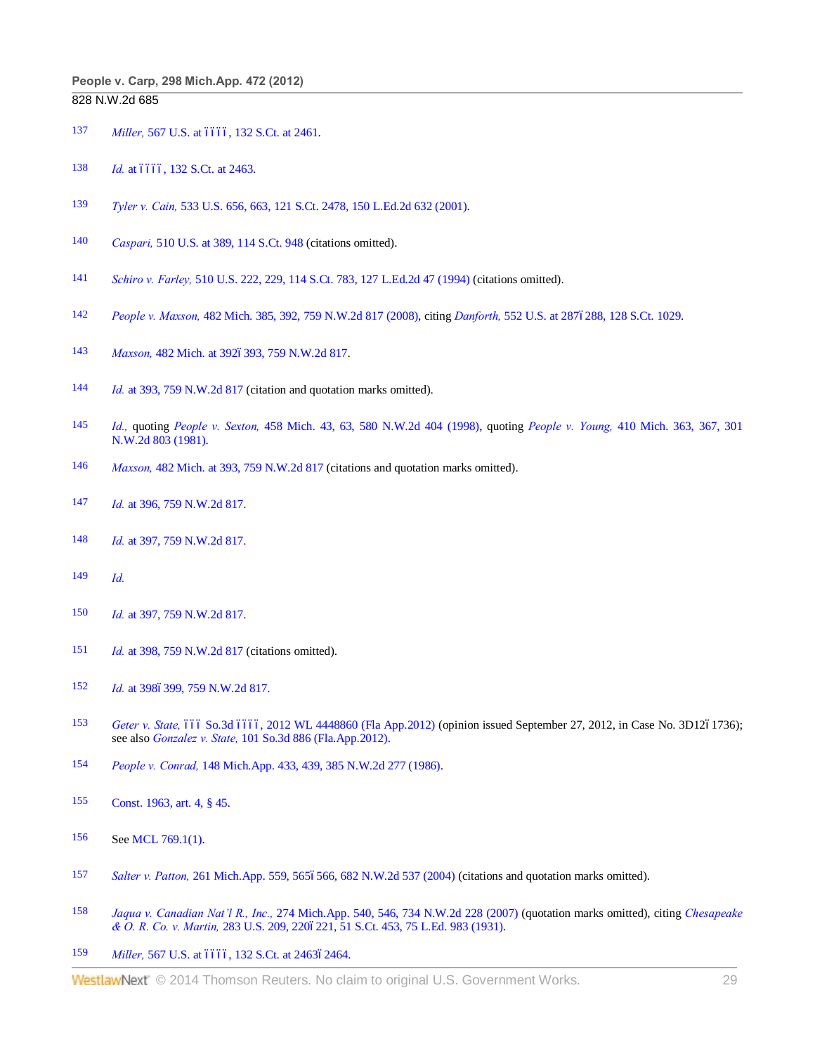137 *Miller,* 567 U.S. at ––––, 132 S.Ct. at 2461.

138 *Id.* at ––––, 132 S.Ct. at 2463.

139 *Tyler v. Cain,* 533 U.S. 656, 663, 121 S.Ct. 2478, 150 L.Ed.2d 632 (2001).

140 *Caspari,* 510 U.S. at 389, 114 S.Ct. 948 (citations omitted).

141 *Schiro v. Farley,* 510 U.S. 222, 229, 114 S.Ct. 783, 127 L.Ed.2d 47 (1994) (citations omitted).

142 *People v. Maxson,* 482 Mich. 385, 392, 759 N.W.2d 817 (2008), citing *Danforth,* 552 U.S. at 287–288, 128 S.Ct. 1029.

143 *Maxson,* 482 Mich. at 392–393, 759 N.W.2d 817.

144 *Id.* at 393, 759 N.W.2d 817 (citation and quotation marks omitted).

145 *Id.,* quoting *People v. Sexton,* 458 Mich. 43, 63, 580 N.W.2d 404 (1998), quoting *People v. Young,* 410 Mich. 363, 367, 301 N.W.2d 803 (1981).

146 *Maxson,* 482 Mich. at 393, 759 N.W.2d 817 (citations and quotation marks omitted).

147 *Id.* at 396, 759 N.W.2d 817.

148 *Id.* at 397, 759 N.W.2d 817.

149 *Id.*

150 *Id.* at 397, 759 N.W.2d 817.

151 *Id.* at 398, 759 N.W.2d 817 (citations omitted).

152 *Id.* at 398–399, 759 N.W.2d 817.

153 *Geter v. State,* ––– So.3d ––––, 2012 WL 4448860 (Fla App.2012) (opinion issued September 27, 2012, in Case No. 3D12–1736); see also *Gonzalez v. State,* 101 So.3d 886 (Fla.App.2012).

154 *People v. Conrad,* 148 Mich.App. 433, 439, 385 N.W.2d 277 (1986).

155 Const. 1963, art. 4, § 45.

156 See MCL 769.1(1).

157 *Salter v. Patton,* 261 Mich.App. 559, 565–566, 682 N.W.2d 537 (2004) (citations and quotation marks omitted).

158 *Jaqua v. Canadian Nat'l R., Inc.,* 274 Mich.App. 540, 546, 734 N.W.2d 228 (2007) (quotation marks omitted), citing *Chesapeake & O. R. Co. v. Martin,* 283 U.S. 209, 220–221, 51 S.Ct. 453, 75 L.Ed. 983 (1931).

159 *Miller,* 567 U.S. at ––––, 132 S.Ct. at 2463–2464.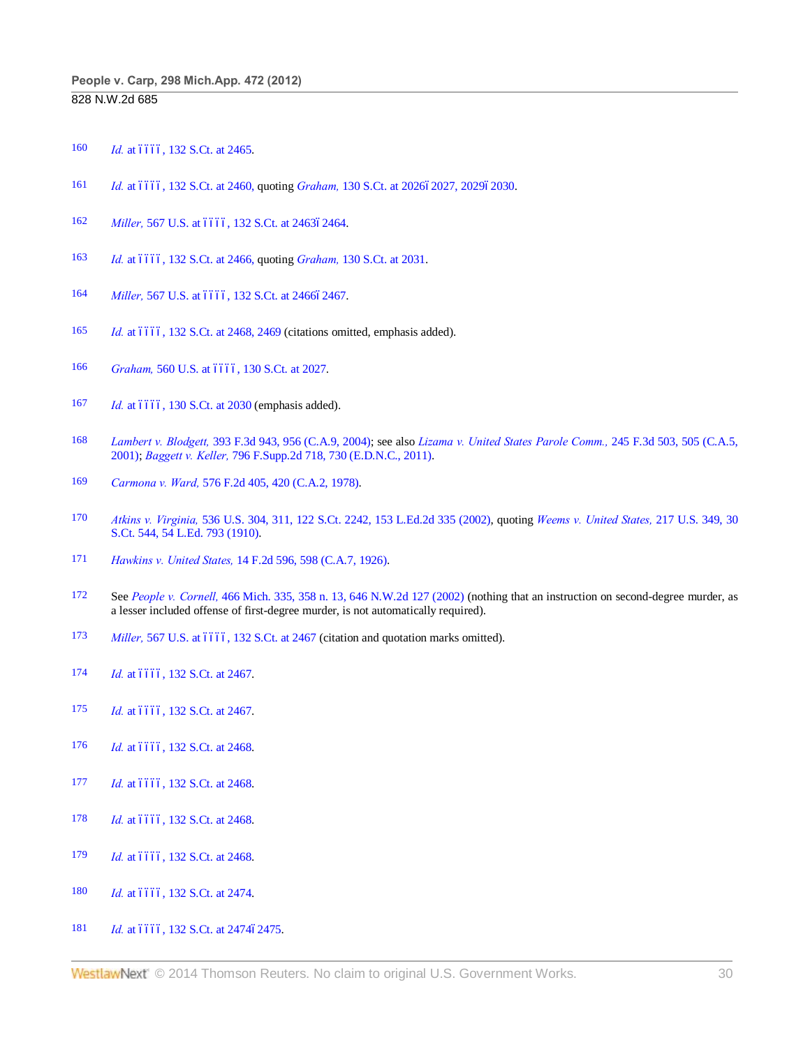160 *Id.* at ––––, 132 S.Ct. at 2465.

161 *Id.* at ––––, 132 S.Ct. at 2460, quoting *Graham,* 130 S.Ct. at 2026–2027, 2029–2030.

162 *Miller,* 567 U.S. at ––––, 132 S.Ct. at 2463–2464.

163 *Id.* at ––––, 132 S.Ct. at 2466, quoting *Graham,* 130 S.Ct. at 2031.

164 *Miller,* 567 U.S. at ––––, 132 S.Ct. at 2466–2467.

165 *Id.* at ––––, 132 S.Ct. at 2468, 2469 (citations omitted, emphasis added).

166 *Graham,* 560 U.S. at ––––, 130 S.Ct. at 2027.

167 *Id.* at ––––, 130 S.Ct. at 2030 (emphasis added).

168 *Lambert v. Blodgett,* 393 F.3d 943, 956 (C.A.9, 2004); see also *Lizama v. United States Parole Comm.,* 245 F.3d 503, 505 (C.A.5, 2001); *Baggett v. Keller,* 796 F.Supp.2d 718, 730 (E.D.N.C., 2011).

169 *Carmona v. Ward,* 576 F.2d 405, 420 (C.A.2, 1978).

170 *Atkins v. Virginia,* 536 U.S. 304, 311, 122 S.Ct. 2242, 153 L.Ed.2d 335 (2002), quoting *Weems v. United States,* 217 U.S. 349, 30 S.Ct. 544, 54 L.Ed. 793 (1910).

171 *Hawkins v. United States,* 14 F.2d 596, 598 (C.A.7, 1926).

172 See *People v. Cornell,* 466 Mich. 335, 358 n. 13, 646 N.W.2d 127 (2002) (nothing that an instruction on second-degree murder, as a lesser included offense of first-degree murder, is not automatically required).

173 *Miller,* 567 U.S. at ––––, 132 S.Ct. at 2467 (citation and quotation marks omitted).

174 *Id.* at ––––, 132 S.Ct. at 2467.

175 *Id.* at ––––, 132 S.Ct. at 2467.

176 *Id.* at ––––, 132 S.Ct. at 2468.

177 *Id.* at ––––, 132 S.Ct. at 2468.

178 *Id.* at ––––, 132 S.Ct. at 2468.

179 *Id.* at ––––, 132 S.Ct. at 2468.

180 *Id.* at ––––, 132 S.Ct. at 2474.

181 *Id.* at ––––, 132 S.Ct. at 2474–2475.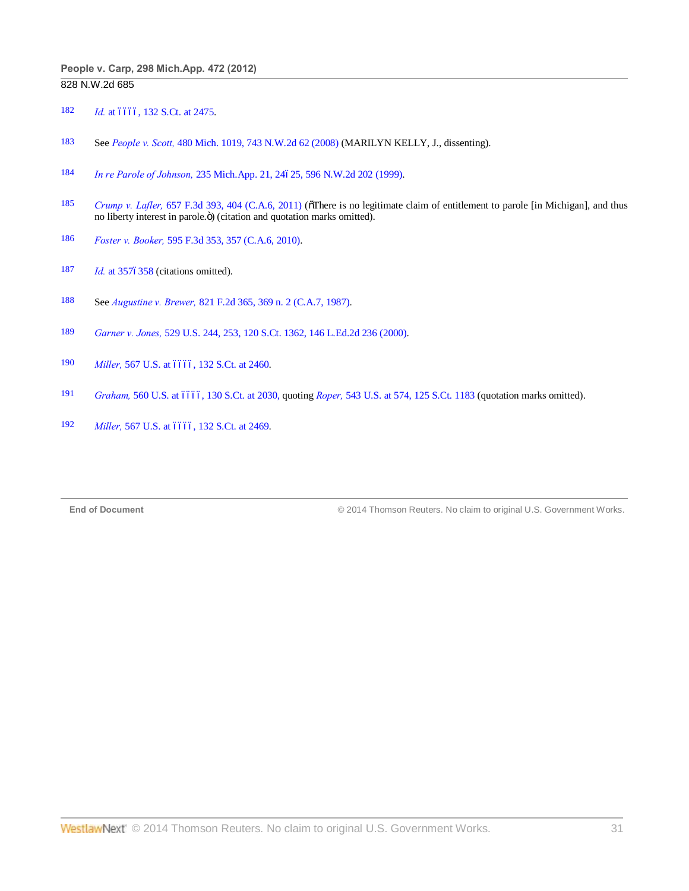182 *Id.* at ––––, 132 S.Ct. at 2475.

183 See *People v. Scott,* 480 Mich. 1019, 743 N.W.2d 62 (2008) (MARILYN KELLY, J., dissenting).

184 *In re Parole of Johnson,* 235 Mich.App. 21, 24–25, 596 N.W.2d 202 (1999).

185 *Crump v. Lafler,* 657 F.3d 393, 404 (C.A.6, 2011) ("There is no legitimate claim of entitlement to parole [in Michigan], and thus no liberty interest in parole.") (citation and quotation marks omitted).

186 *Foster v. Booker,* 595 F.3d 353, 357 (C.A.6, 2010).

187 *Id.* at 357–358 (citations omitted).

188 See *Augustine v. Brewer,* 821 F.2d 365, 369 n. 2 (C.A.7, 1987).

189 *Garner v. Jones,* 529 U.S. 244, 253, 120 S.Ct. 1362, 146 L.Ed.2d 236 (2000).

190 *Miller,* 567 U.S. at ––––, 132 S.Ct. at 2460.

191 *Graham,* 560 U.S. at ––––, 130 S.Ct. at 2030, quoting *Roper,* 543 U.S. at 574, 125 S.Ct. 1183 (quotation marks omitted).

192 *Miller,* 567 U.S. at ––––, 132 S.Ct. at 2469.

End of Document

© 2014 Thomson Reuters. No claim to original U.S. Government Works.